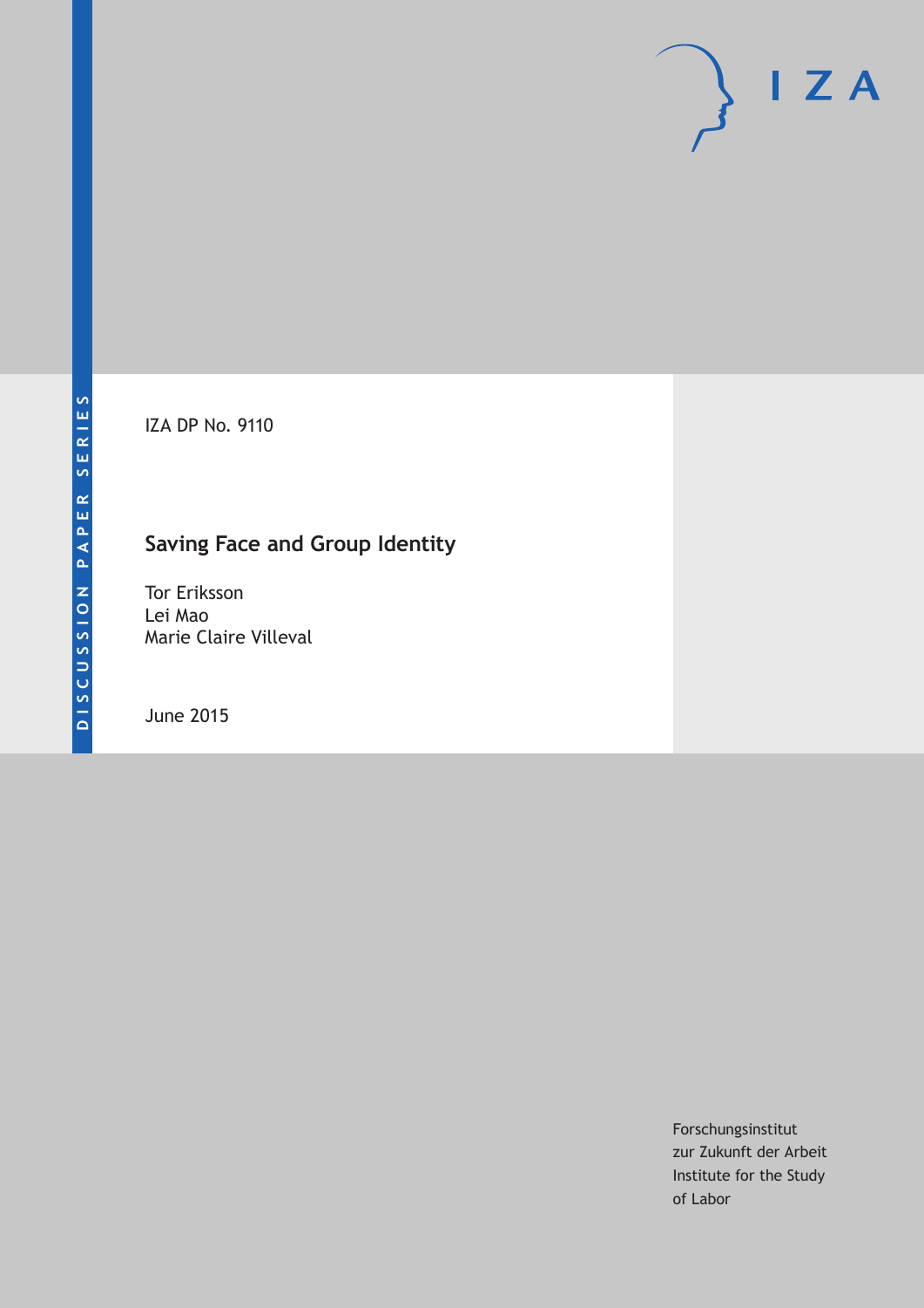IZA DP No. 9110

# Saving Face and Group Identity

Tor Eriksson
Lei Mao
Marie Claire Villeval

June 2015

Forschungsinstitut
zur Zukunft der Arbeit
Institute for the Study
of Labor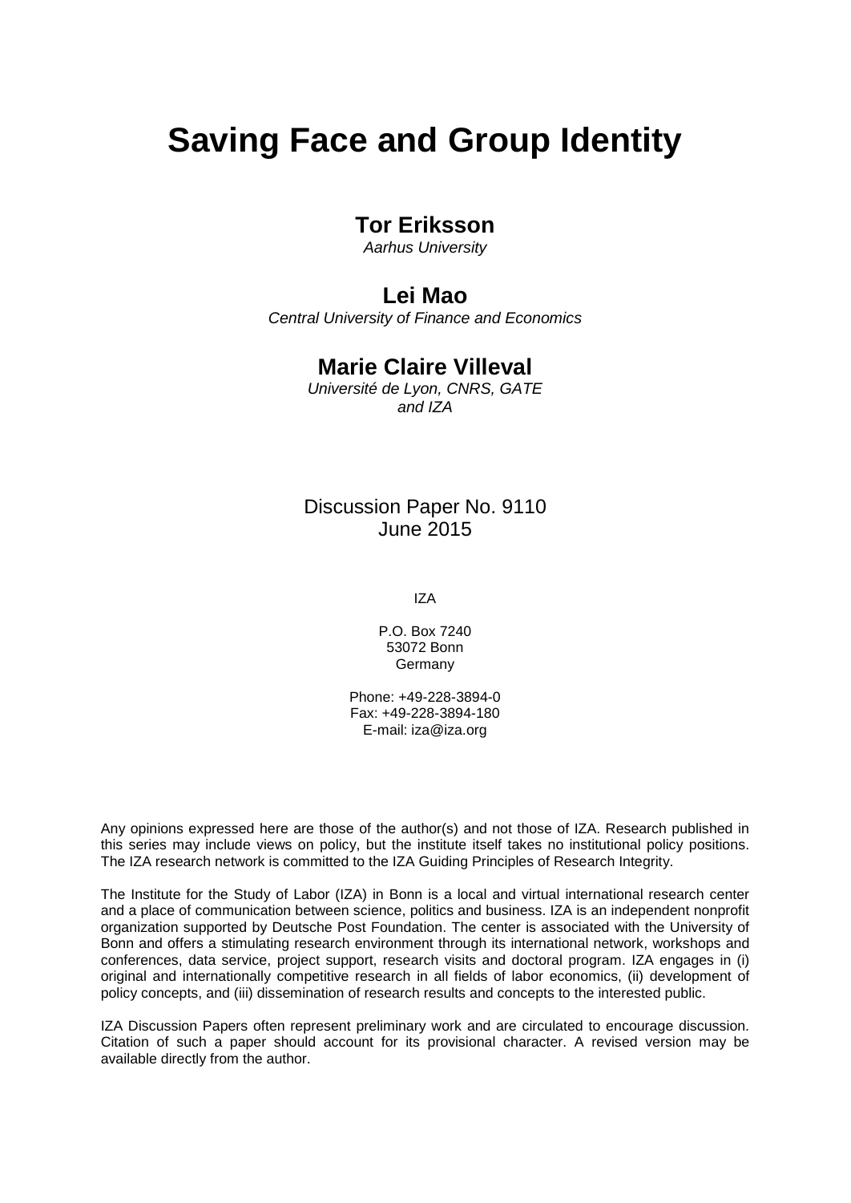# Saving Face and Group Identity

## Tor Eriksson

*Aarhus University*

## Lei Mao

*Central University of Finance and Economics*

## Marie Claire Villeval

*Université de Lyon, CNRS, GATE and IZA*

Discussion Paper No. 9110
June 2015

IZA

P.O. Box 7240
53072 Bonn
Germany

Phone: +49-228-3894-0
Fax: +49-228-3894-180
E-mail: iza@iza.org

Any opinions expressed here are those of the author(s) and not those of IZA. Research published in this series may include views on policy, but the institute itself takes no institutional policy positions. The IZA research network is committed to the IZA Guiding Principles of Research Integrity.

The Institute for the Study of Labor (IZA) in Bonn is a local and virtual international research center and a place of communication between science, politics and business. IZA is an independent nonprofit organization supported by Deutsche Post Foundation. The center is associated with the University of Bonn and offers a stimulating research environment through its international network, workshops and conferences, data service, project support, research visits and doctoral program. IZA engages in (i) original and internationally competitive research in all fields of labor economics, (ii) development of policy concepts, and (iii) dissemination of research results and concepts to the interested public.

IZA Discussion Papers often represent preliminary work and are circulated to encourage discussion. Citation of such a paper should account for its provisional character. A revised version may be available directly from the author.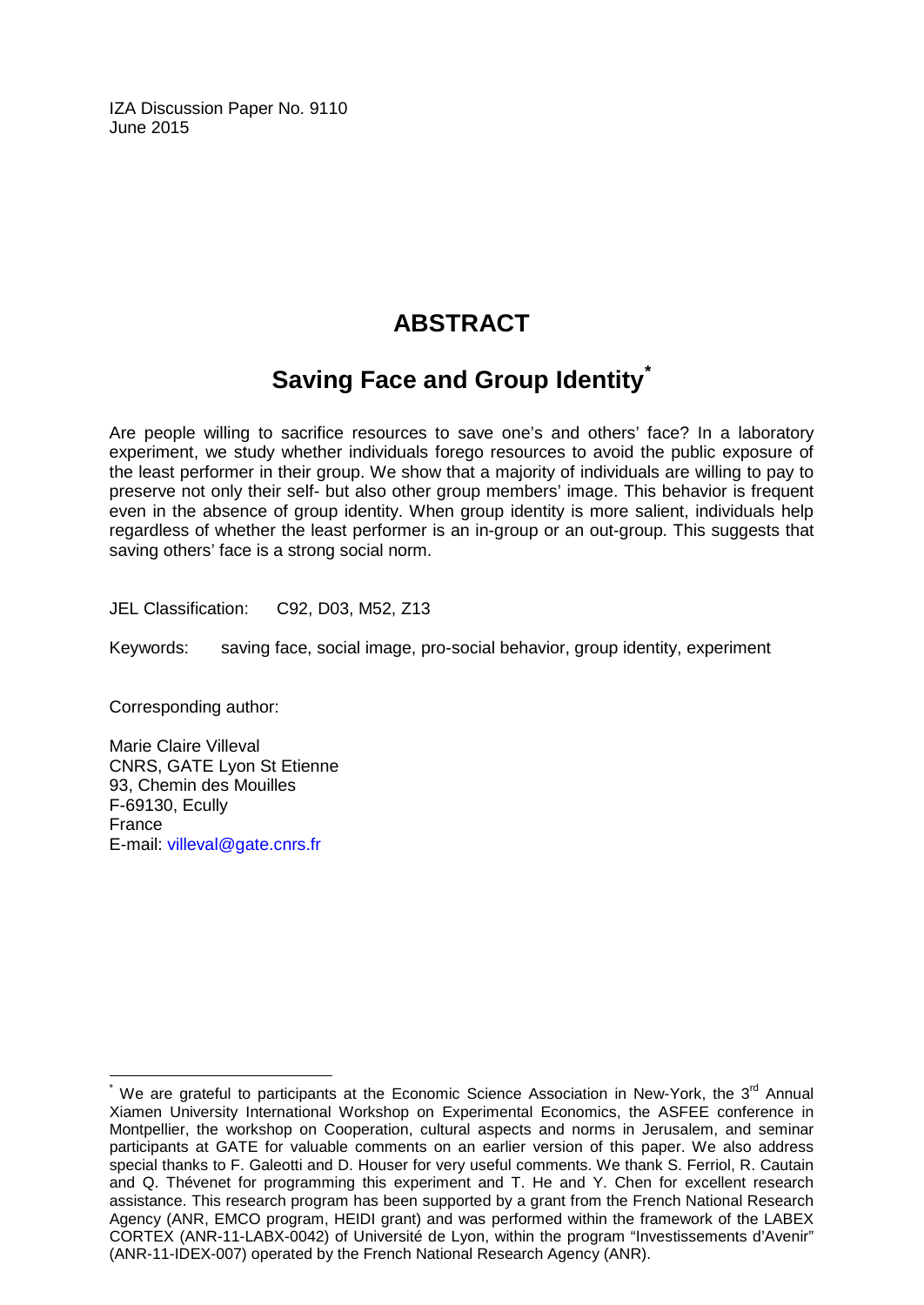IZA Discussion Paper No. 9110
June 2015

# ABSTRACT

## Saving Face and Group Identity*

Are people willing to sacrifice resources to save one's and others' face? In a laboratory experiment, we study whether individuals forego resources to avoid the public exposure of the least performer in their group. We show that a majority of individuals are willing to pay to preserve not only their self- but also other group members' image. This behavior is frequent even in the absence of group identity. When group identity is more salient, individuals help regardless of whether the least performer is an in-group or an out-group. This suggests that saving others' face is a strong social norm.

JEL Classification: C92, D03, M52, Z13

Keywords: saving face, social image, pro-social behavior, group identity, experiment

Corresponding author:

Marie Claire Villeval
CNRS, GATE Lyon St Etienne
93, Chemin des Mouilles
F-69130, Ecully
France
E-mail: villeval@gate.cnrs.fr

---

* We are grateful to participants at the Economic Science Association in New-York, the 3rd Annual Xiamen University International Workshop on Experimental Economics, the ASFEE conference in Montpellier, the workshop on Cooperation, cultural aspects and norms in Jerusalem, and seminar participants at GATE for valuable comments on an earlier version of this paper. We also address special thanks to F. Galeotti and D. Houser for very useful comments. We thank S. Ferriol, R. Cautain and Q. Thévenet for programming this experiment and T. He and Y. Chen for excellent research assistance. This research program has been supported by a grant from the French National Research Agency (ANR, EMCO program, HEIDI grant) and was performed within the framework of the LABEX CORTEX (ANR-11-LABX-0042) of Université de Lyon, within the program "Investissements d'Avenir" (ANR-11-IDEX-007) operated by the French National Research Agency (ANR).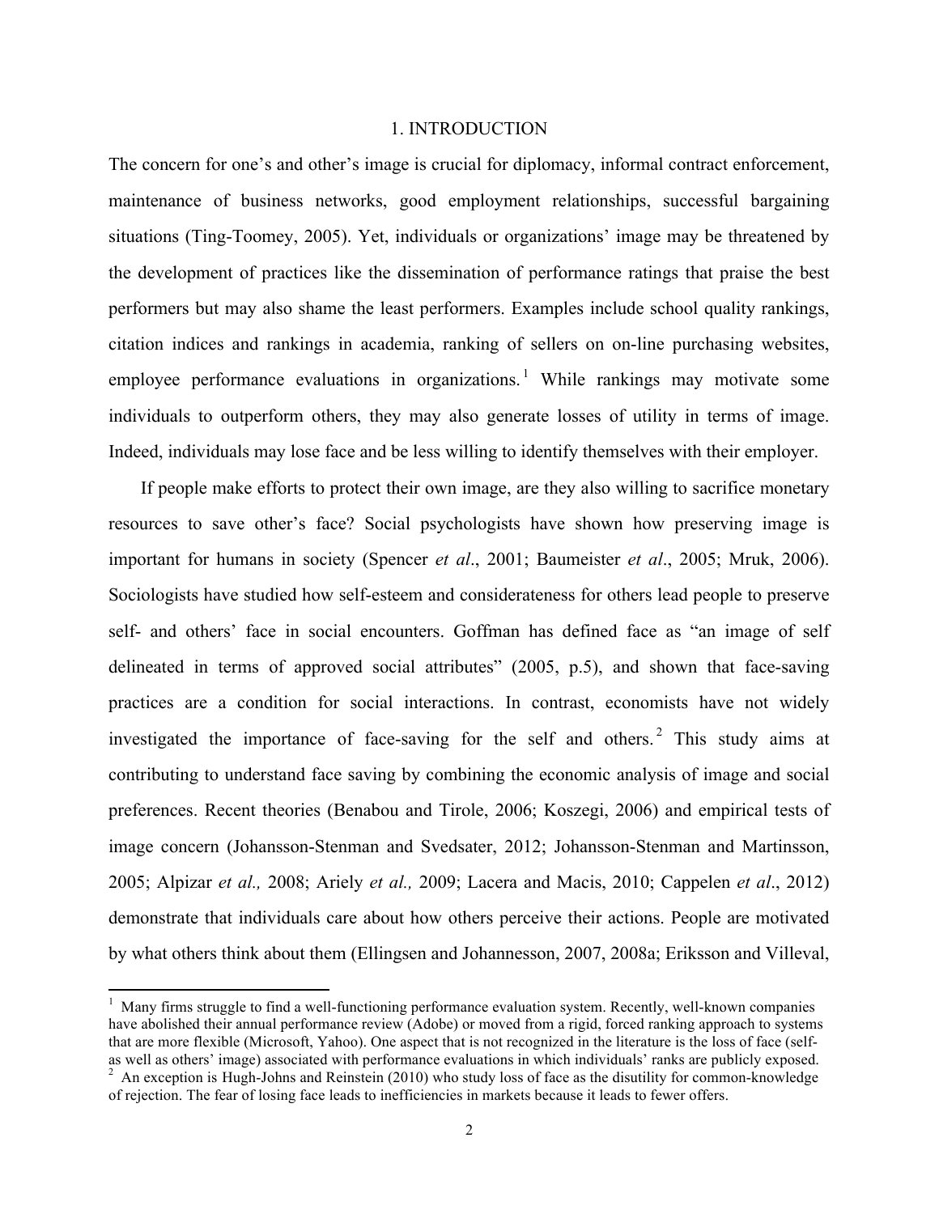# 1. INTRODUCTION

The concern for one's and other's image is crucial for diplomacy, informal contract enforcement, maintenance of business networks, good employment relationships, successful bargaining situations (Ting-Toomey, 2005). Yet, individuals or organizations' image may be threatened by the development of practices like the dissemination of performance ratings that praise the best performers but may also shame the least performers. Examples include school quality rankings, citation indices and rankings in academia, ranking of sellers on on-line purchasing websites, employee performance evaluations in organizations.[1] While rankings may motivate some individuals to outperform others, they may also generate losses of utility in terms of image. Indeed, individuals may lose face and be less willing to identify themselves with their employer.

If people make efforts to protect their own image, are they also willing to sacrifice monetary resources to save other's face? Social psychologists have shown how preserving image is important for humans in society (Spencer *et al*., 2001; Baumeister *et al*., 2005; Mruk, 2006). Sociologists have studied how self-esteem and considerateness for others lead people to preserve self- and others' face in social encounters. Goffman has defined face as "an image of self delineated in terms of approved social attributes" (2005, p.5), and shown that face-saving practices are a condition for social interactions. In contrast, economists have not widely investigated the importance of face-saving for the self and others.[2] This study aims at contributing to understand face saving by combining the economic analysis of image and social preferences. Recent theories (Benabou and Tirole, 2006; Koszegi, 2006) and empirical tests of image concern (Johansson-Stenman and Svedsater, 2012; Johansson-Stenman and Martinsson, 2005; Alpizar *et al.,* 2008; Ariely *et al.,* 2009; Lacera and Macis, 2010; Cappelen *et al*., 2012) demonstrate that individuals care about how others perceive their actions. People are motivated by what others think about them (Ellingsen and Johannesson, 2007, 2008a; Eriksson and Villeval,

---

[1] Many firms struggle to find a well-functioning performance evaluation system. Recently, well-known companies have abolished their annual performance review (Adobe) or moved from a rigid, forced ranking approach to systems that are more flexible (Microsoft, Yahoo). One aspect that is not recognized in the literature is the loss of face (self- as well as others' image) associated with performance evaluations in which individuals' ranks are publicly exposed.

[2] An exception is Hugh-Johns and Reinstein (2010) who study loss of face as the disutility for common-knowledge of rejection. The fear of losing face leads to inefficiencies in markets because it leads to fewer offers.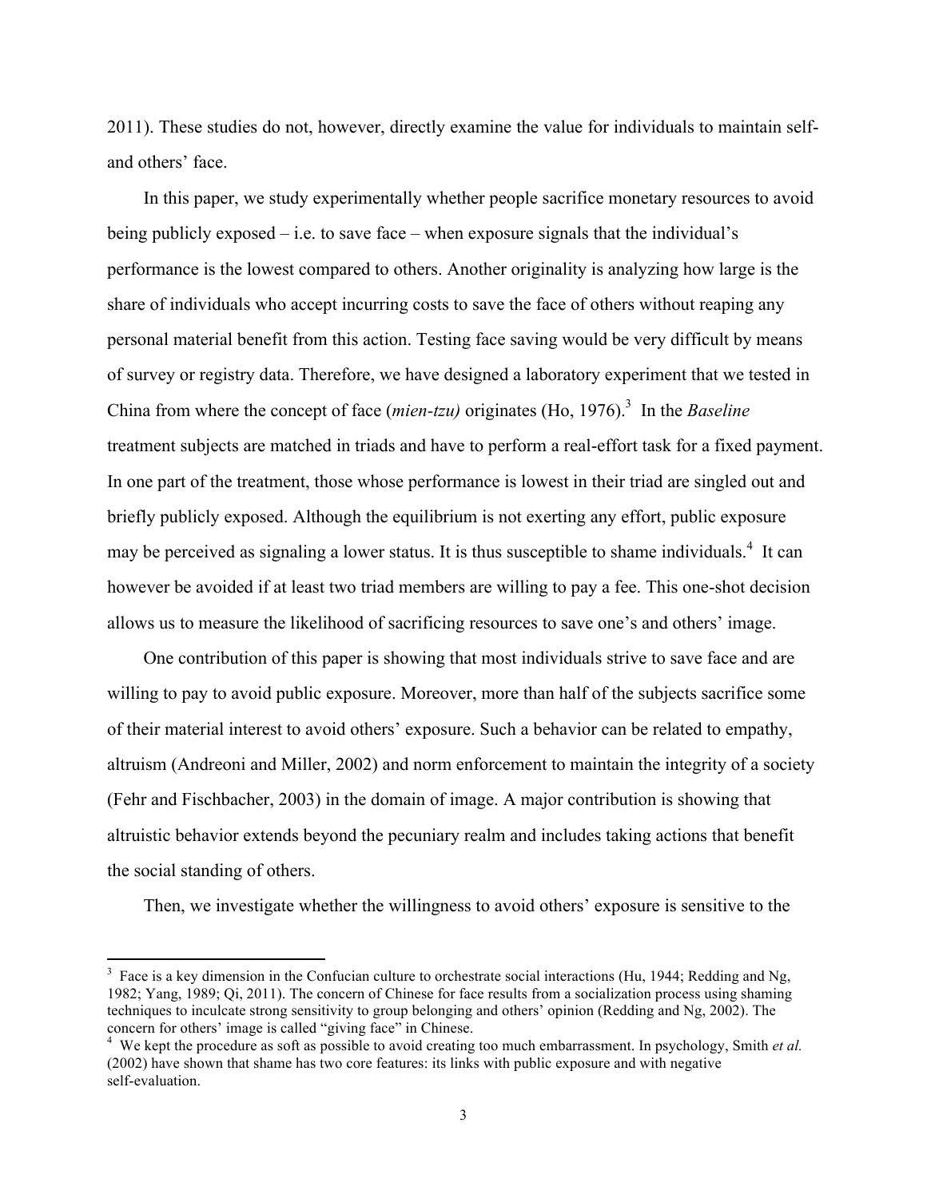2011). These studies do not, however, directly examine the value for individuals to maintain self- and others' face.

In this paper, we study experimentally whether people sacrifice monetary resources to avoid being publicly exposed – i.e. to save face – when exposure signals that the individual's performance is the lowest compared to others. Another originality is analyzing how large is the share of individuals who accept incurring costs to save the face of others without reaping any personal material benefit from this action. Testing face saving would be very difficult by means of survey or registry data. Therefore, we have designed a laboratory experiment that we tested in China from where the concept of face (*mien-tzu)* originates (Ho, 1976).[3] In the *Baseline* treatment subjects are matched in triads and have to perform a real-effort task for a fixed payment. In one part of the treatment, those whose performance is lowest in their triad are singled out and briefly publicly exposed. Although the equilibrium is not exerting any effort, public exposure may be perceived as signaling a lower status. It is thus susceptible to shame individuals.[4] It can however be avoided if at least two triad members are willing to pay a fee. This one-shot decision allows us to measure the likelihood of sacrificing resources to save one's and others' image.

One contribution of this paper is showing that most individuals strive to save face and are willing to pay to avoid public exposure. Moreover, more than half of the subjects sacrifice some of their material interest to avoid others' exposure. Such a behavior can be related to empathy, altruism (Andreoni and Miller, 2002) and norm enforcement to maintain the integrity of a society (Fehr and Fischbacher, 2003) in the domain of image. A major contribution is showing that altruistic behavior extends beyond the pecuniary realm and includes taking actions that benefit the social standing of others.

Then, we investigate whether the willingness to avoid others' exposure is sensitive to the

---

[3] Face is a key dimension in the Confucian culture to orchestrate social interactions (Hu, 1944; Redding and Ng, 1982; Yang, 1989; Qi, 2011). The concern of Chinese for face results from a socialization process using shaming techniques to inculcate strong sensitivity to group belonging and others' opinion (Redding and Ng, 2002). The concern for others' image is called "giving face" in Chinese.

[4] We kept the procedure as soft as possible to avoid creating too much embarrassment. In psychology, Smith *et al.* (2002) have shown that shame has two core features: its links with public exposure and with negative self-evaluation.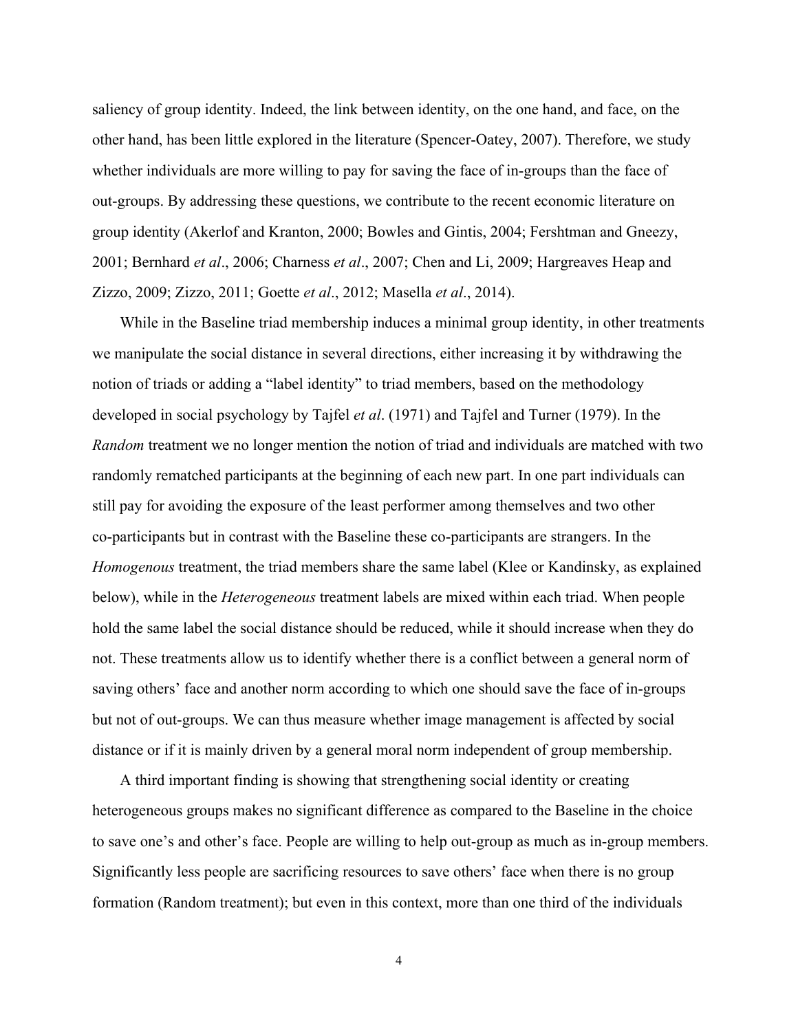saliency of group identity. Indeed, the link between identity, on the one hand, and face, on the other hand, has been little explored in the literature (Spencer-Oatey, 2007). Therefore, we study whether individuals are more willing to pay for saving the face of in-groups than the face of out-groups. By addressing these questions, we contribute to the recent economic literature on group identity (Akerlof and Kranton, 2000; Bowles and Gintis, 2004; Fershtman and Gneezy, 2001; Bernhard *et al*., 2006; Charness *et al*., 2007; Chen and Li, 2009; Hargreaves Heap and Zizzo, 2009; Zizzo, 2011; Goette *et al*., 2012; Masella *et al*., 2014).

While in the Baseline triad membership induces a minimal group identity, in other treatments we manipulate the social distance in several directions, either increasing it by withdrawing the notion of triads or adding a "label identity" to triad members, based on the methodology developed in social psychology by Tajfel *et al*. (1971) and Tajfel and Turner (1979). In the *Random* treatment we no longer mention the notion of triad and individuals are matched with two randomly rematched participants at the beginning of each new part. In one part individuals can still pay for avoiding the exposure of the least performer among themselves and two other co-participants but in contrast with the Baseline these co-participants are strangers. In the *Homogenous* treatment, the triad members share the same label (Klee or Kandinsky, as explained below), while in the *Heterogeneous* treatment labels are mixed within each triad. When people hold the same label the social distance should be reduced, while it should increase when they do not. These treatments allow us to identify whether there is a conflict between a general norm of saving others' face and another norm according to which one should save the face of in-groups but not of out-groups. We can thus measure whether image management is affected by social distance or if it is mainly driven by a general moral norm independent of group membership.

A third important finding is showing that strengthening social identity or creating heterogeneous groups makes no significant difference as compared to the Baseline in the choice to save one's and other's face. People are willing to help out-group as much as in-group members. Significantly less people are sacrificing resources to save others' face when there is no group formation (Random treatment); but even in this context, more than one third of the individuals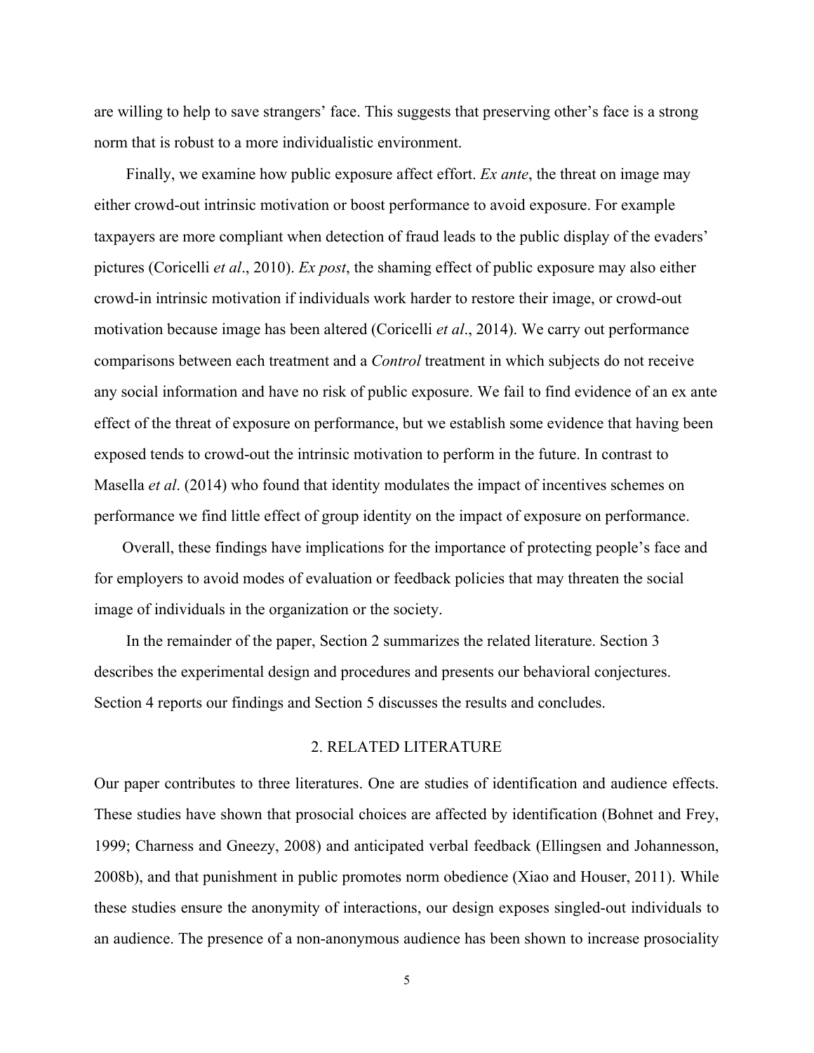are willing to help to save strangers' face. This suggests that preserving other's face is a strong norm that is robust to a more individualistic environment.

Finally, we examine how public exposure affect effort. *Ex ante*, the threat on image may either crowd-out intrinsic motivation or boost performance to avoid exposure. For example taxpayers are more compliant when detection of fraud leads to the public display of the evaders' pictures (Coricelli *et al*., 2010). *Ex post*, the shaming effect of public exposure may also either crowd-in intrinsic motivation if individuals work harder to restore their image, or crowd-out motivation because image has been altered (Coricelli *et al*., 2014). We carry out performance comparisons between each treatment and a *Control* treatment in which subjects do not receive any social information and have no risk of public exposure. We fail to find evidence of an ex ante effect of the threat of exposure on performance, but we establish some evidence that having been exposed tends to crowd-out the intrinsic motivation to perform in the future. In contrast to Masella *et al*. (2014) who found that identity modulates the impact of incentives schemes on performance we find little effect of group identity on the impact of exposure on performance.

Overall, these findings have implications for the importance of protecting people's face and for employers to avoid modes of evaluation or feedback policies that may threaten the social image of individuals in the organization or the society.

In the remainder of the paper, Section 2 summarizes the related literature. Section 3 describes the experimental design and procedures and presents our behavioral conjectures. Section 4 reports our findings and Section 5 discusses the results and concludes.

## 2. RELATED LITERATURE

Our paper contributes to three literatures. One are studies of identification and audience effects. These studies have shown that prosocial choices are affected by identification (Bohnet and Frey, 1999; Charness and Gneezy, 2008) and anticipated verbal feedback (Ellingsen and Johannesson, 2008b), and that punishment in public promotes norm obedience (Xiao and Houser, 2011). While these studies ensure the anonymity of interactions, our design exposes singled-out individuals to an audience. The presence of a non-anonymous audience has been shown to increase prosociality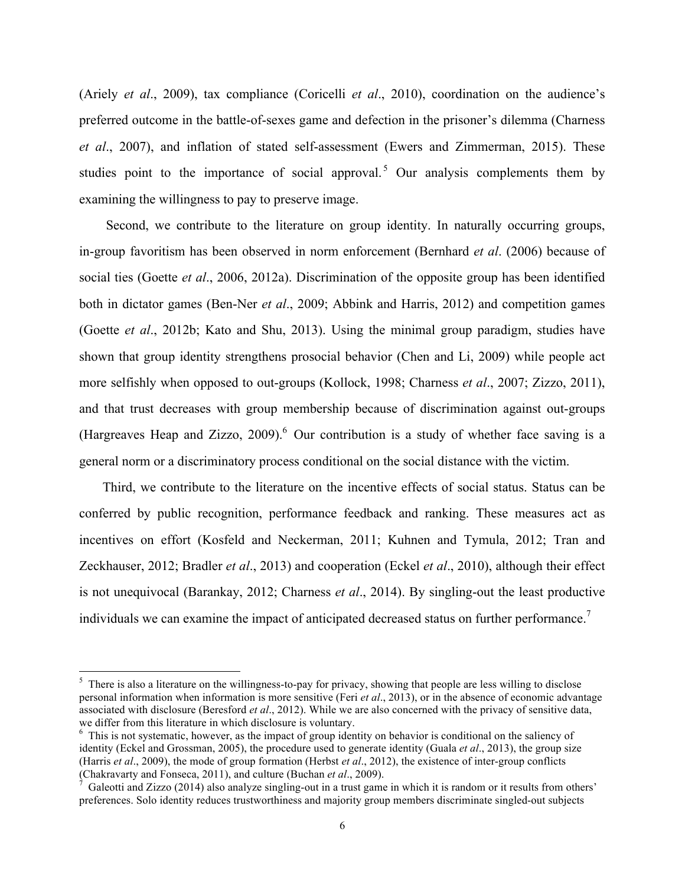(Ariely *et al*., 2009), tax compliance (Coricelli *et al*., 2010), coordination on the audience's preferred outcome in the battle-of-sexes game and defection in the prisoner's dilemma (Charness *et al*., 2007), and inflation of stated self-assessment (Ewers and Zimmerman, 2015). These studies point to the importance of social approval.[5] Our analysis complements them by examining the willingness to pay to preserve image.

Second, we contribute to the literature on group identity. In naturally occurring groups, in-group favoritism has been observed in norm enforcement (Bernhard *et al*. (2006) because of social ties (Goette *et al*., 2006, 2012a). Discrimination of the opposite group has been identified both in dictator games (Ben-Ner *et al*., 2009; Abbink and Harris, 2012) and competition games (Goette *et al*., 2012b; Kato and Shu, 2013). Using the minimal group paradigm, studies have shown that group identity strengthens prosocial behavior (Chen and Li, 2009) while people act more selfishly when opposed to out-groups (Kollock, 1998; Charness *et al*., 2007; Zizzo, 2011), and that trust decreases with group membership because of discrimination against out-groups (Hargreaves Heap and Zizzo, 2009).[6] Our contribution is a study of whether face saving is a general norm or a discriminatory process conditional on the social distance with the victim.

Third, we contribute to the literature on the incentive effects of social status. Status can be conferred by public recognition, performance feedback and ranking. These measures act as incentives on effort (Kosfeld and Neckerman, 2011; Kuhnen and Tymula, 2012; Tran and Zeckhauser, 2012; Bradler *et al*., 2013) and cooperation (Eckel *et al*., 2010), although their effect is not unequivocal (Barankay, 2012; Charness *et al*., 2014). By singling-out the least productive individuals we can examine the impact of anticipated decreased status on further performance.[7]

---

[5] There is also a literature on the willingness-to-pay for privacy, showing that people are less willing to disclose personal information when information is more sensitive (Feri *et al*., 2013), or in the absence of economic advantage associated with disclosure (Beresford *et al*., 2012). While we are also concerned with the privacy of sensitive data, we differ from this literature in which disclosure is voluntary.

[6] This is not systematic, however, as the impact of group identity on behavior is conditional on the saliency of identity (Eckel and Grossman, 2005), the procedure used to generate identity (Guala *et al*., 2013), the group size (Harris *et al*., 2009), the mode of group formation (Herbst *et al*., 2012), the existence of inter-group conflicts (Chakravarty and Fonseca, 2011), and culture (Buchan *et al*., 2009).

[7] Galeotti and Zizzo (2014) also analyze singling-out in a trust game in which it is random or it results from others' preferences. Solo identity reduces trustworthiness and majority group members discriminate singled-out subjects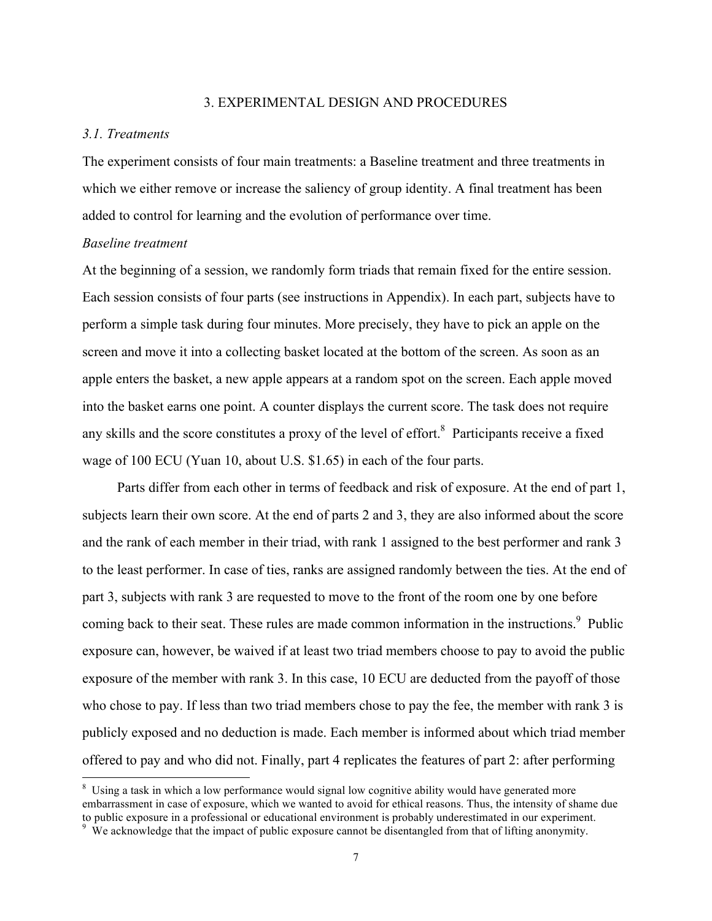## 3. EXPERIMENTAL DESIGN AND PROCEDURES

### *3.1. Treatments*

The experiment consists of four main treatments: a Baseline treatment and three treatments in which we either remove or increase the saliency of group identity. A final treatment has been added to control for learning and the evolution of performance over time.

*Baseline treatment*

At the beginning of a session, we randomly form triads that remain fixed for the entire session. Each session consists of four parts (see instructions in Appendix). In each part, subjects have to perform a simple task during four minutes. More precisely, they have to pick an apple on the screen and move it into a collecting basket located at the bottom of the screen. As soon as an apple enters the basket, a new apple appears at a random spot on the screen. Each apple moved into the basket earns one point. A counter displays the current score. The task does not require any skills and the score constitutes a proxy of the level of effort.[8] Participants receive a fixed wage of 100 ECU (Yuan 10, about U.S. $1.65) in each of the four parts.

Parts differ from each other in terms of feedback and risk of exposure. At the end of part 1, subjects learn their own score. At the end of parts 2 and 3, they are also informed about the score and the rank of each member in their triad, with rank 1 assigned to the best performer and rank 3 to the least performer. In case of ties, ranks are assigned randomly between the ties. At the end of part 3, subjects with rank 3 are requested to move to the front of the room one by one before coming back to their seat. These rules are made common information in the instructions.[9] Public exposure can, however, be waived if at least two triad members choose to pay to avoid the public exposure of the member with rank 3. In this case, 10 ECU are deducted from the payoff of those who chose to pay. If less than two triad members chose to pay the fee, the member with rank 3 is publicly exposed and no deduction is made. Each member is informed about which triad member offered to pay and who did not. Finally, part 4 replicates the features of part 2: after performing

---

[8] Using a task in which a low performance would signal low cognitive ability would have generated more embarrassment in case of exposure, which we wanted to avoid for ethical reasons. Thus, the intensity of shame due to public exposure in a professional or educational environment is probably underestimated in our experiment.

[9] We acknowledge that the impact of public exposure cannot be disentangled from that of lifting anonymity.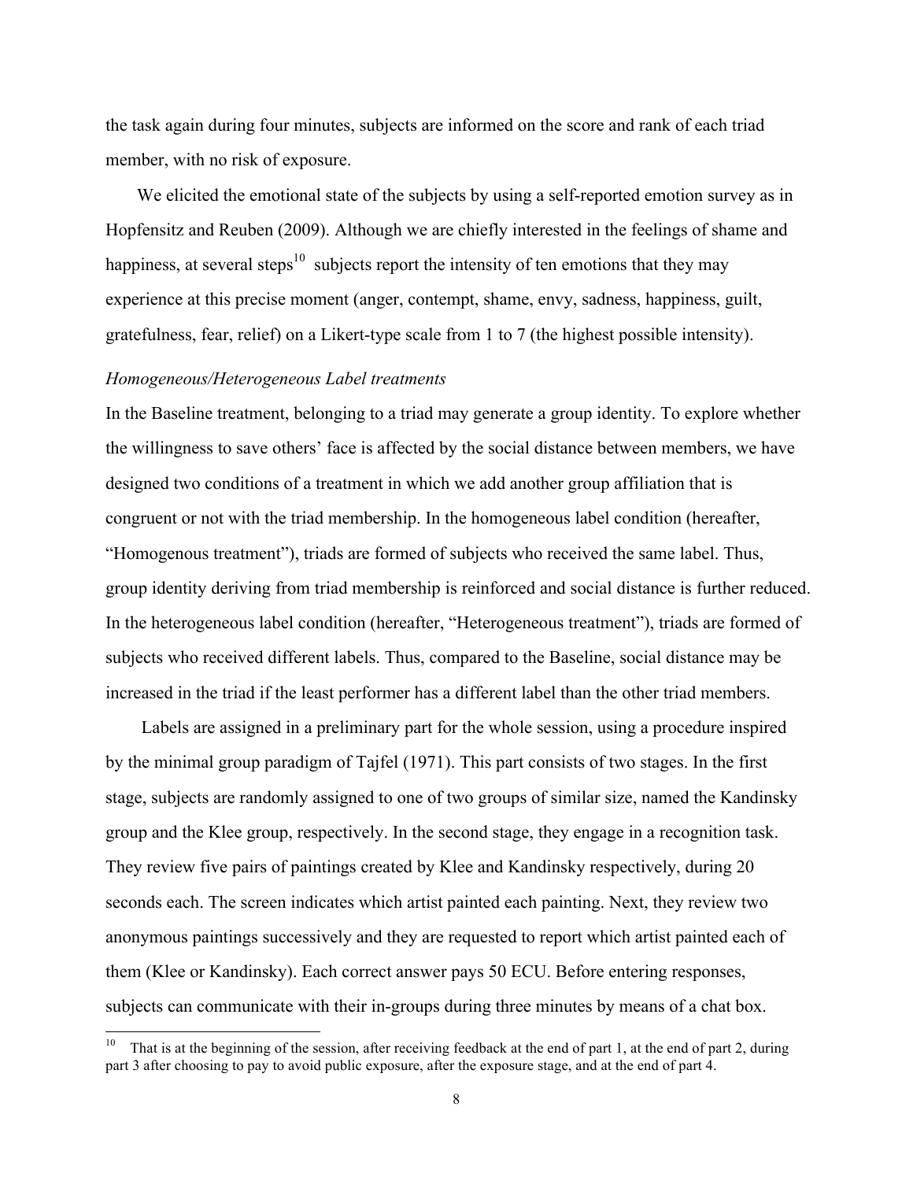the task again during four minutes, subjects are informed on the score and rank of each triad member, with no risk of exposure.

We elicited the emotional state of the subjects by using a self-reported emotion survey as in Hopfensitz and Reuben (2009). Although we are chiefly interested in the feelings of shame and happiness, at several steps[10] subjects report the intensity of ten emotions that they may experience at this precise moment (anger, contempt, shame, envy, sadness, happiness, guilt, gratefulness, fear, relief) on a Likert-type scale from 1 to 7 (the highest possible intensity).

*Homogeneous/Heterogeneous Label treatments*

In the Baseline treatment, belonging to a triad may generate a group identity. To explore whether the willingness to save others' face is affected by the social distance between members, we have designed two conditions of a treatment in which we add another group affiliation that is congruent or not with the triad membership. In the homogeneous label condition (hereafter, "Homogenous treatment"), triads are formed of subjects who received the same label. Thus, group identity deriving from triad membership is reinforced and social distance is further reduced. In the heterogeneous label condition (hereafter, "Heterogeneous treatment"), triads are formed of subjects who received different labels. Thus, compared to the Baseline, social distance may be increased in the triad if the least performer has a different label than the other triad members.

Labels are assigned in a preliminary part for the whole session, using a procedure inspired by the minimal group paradigm of Tajfel (1971). This part consists of two stages. In the first stage, subjects are randomly assigned to one of two groups of similar size, named the Kandinsky group and the Klee group, respectively. In the second stage, they engage in a recognition task. They review five pairs of paintings created by Klee and Kandinsky respectively, during 20 seconds each. The screen indicates which artist painted each painting. Next, they review two anonymous paintings successively and they are requested to report which artist painted each of them (Klee or Kandinsky). Each correct answer pays 50 ECU. Before entering responses, subjects can communicate with their in-groups during three minutes by means of a chat box.

[10] That is at the beginning of the session, after receiving feedback at the end of part 1, at the end of part 2, during part 3 after choosing to pay to avoid public exposure, after the exposure stage, and at the end of part 4.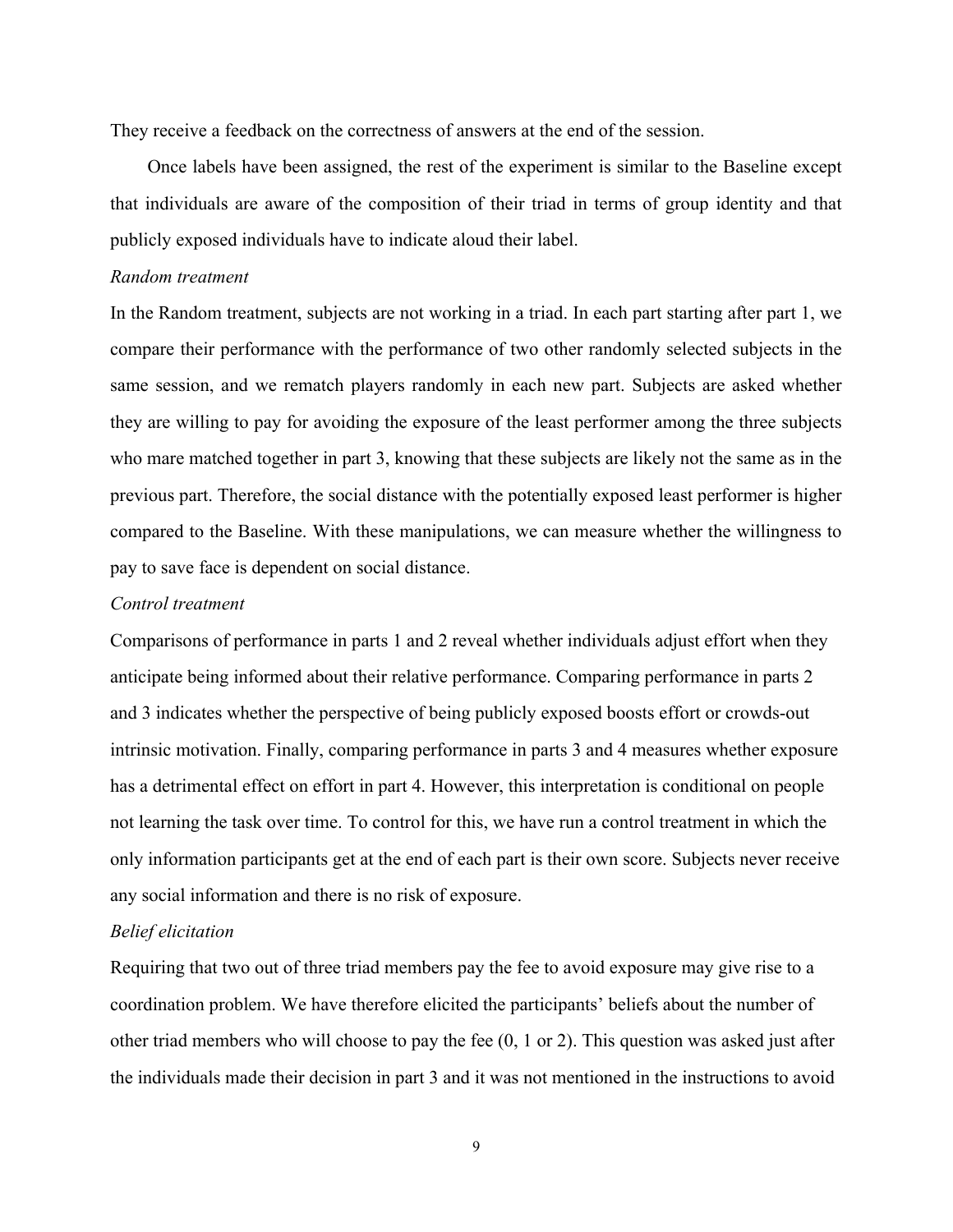They receive a feedback on the correctness of answers at the end of the session.

Once labels have been assigned, the rest of the experiment is similar to the Baseline except that individuals are aware of the composition of their triad in terms of group identity and that publicly exposed individuals have to indicate aloud their label.

*Random treatment*

In the Random treatment, subjects are not working in a triad. In each part starting after part 1, we compare their performance with the performance of two other randomly selected subjects in the same session, and we rematch players randomly in each new part. Subjects are asked whether they are willing to pay for avoiding the exposure of the least performer among the three subjects who mare matched together in part 3, knowing that these subjects are likely not the same as in the previous part. Therefore, the social distance with the potentially exposed least performer is higher compared to the Baseline. With these manipulations, we can measure whether the willingness to pay to save face is dependent on social distance.

*Control treatment*

Comparisons of performance in parts 1 and 2 reveal whether individuals adjust effort when they anticipate being informed about their relative performance. Comparing performance in parts 2 and 3 indicates whether the perspective of being publicly exposed boosts effort or crowds-out intrinsic motivation. Finally, comparing performance in parts 3 and 4 measures whether exposure has a detrimental effect on effort in part 4. However, this interpretation is conditional on people not learning the task over time. To control for this, we have run a control treatment in which the only information participants get at the end of each part is their own score. Subjects never receive any social information and there is no risk of exposure.

*Belief elicitation*

Requiring that two out of three triad members pay the fee to avoid exposure may give rise to a coordination problem. We have therefore elicited the participants' beliefs about the number of other triad members who will choose to pay the fee (0, 1 or 2). This question was asked just after the individuals made their decision in part 3 and it was not mentioned in the instructions to avoid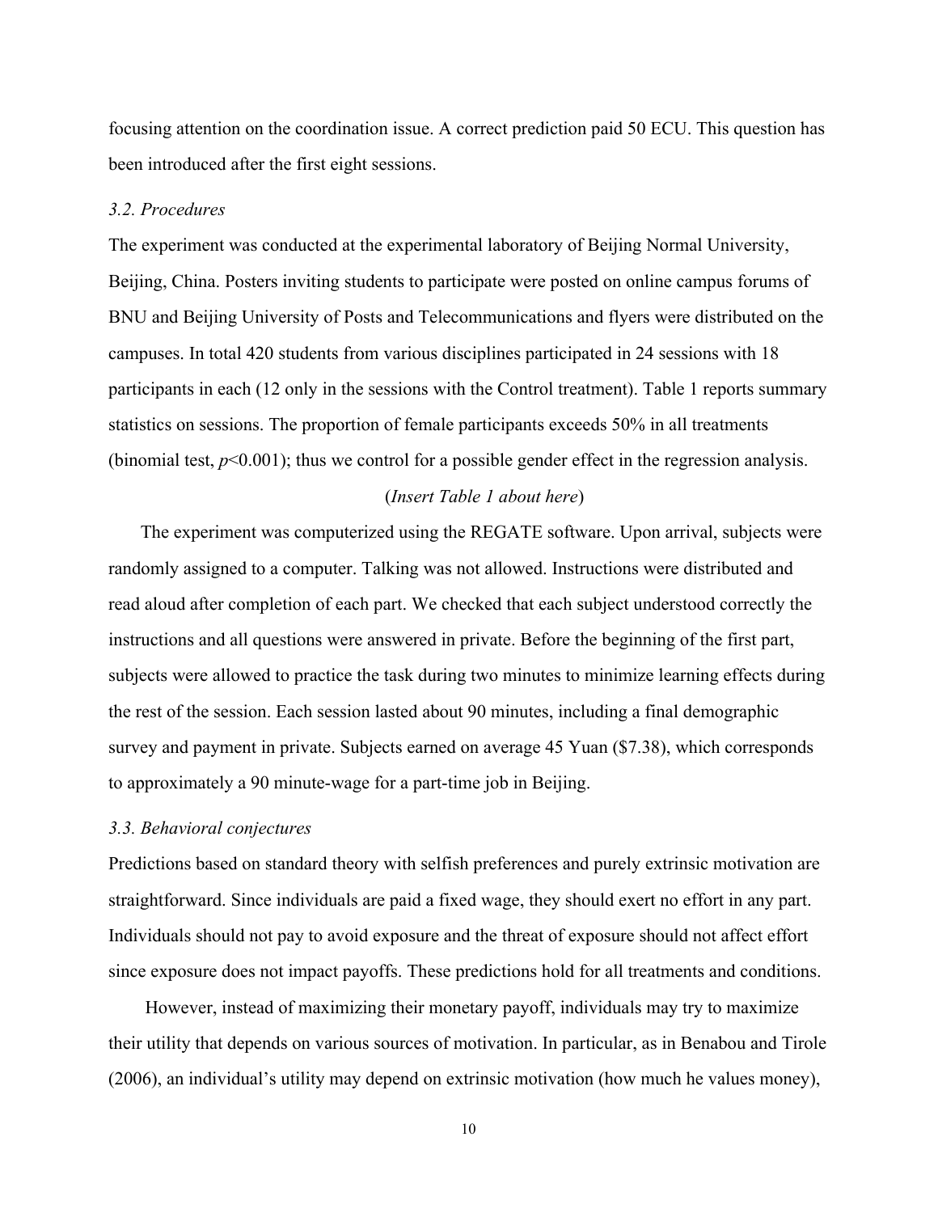focusing attention on the coordination issue. A correct prediction paid 50 ECU. This question has been introduced after the first eight sessions.

### *3.2. Procedures*

The experiment was conducted at the experimental laboratory of Beijing Normal University, Beijing, China. Posters inviting students to participate were posted on online campus forums of BNU and Beijing University of Posts and Telecommunications and flyers were distributed on the campuses. In total 420 students from various disciplines participated in 24 sessions with 18 participants in each (12 only in the sessions with the Control treatment). Table 1 reports summary statistics on sessions. The proportion of female participants exceeds 50% in all treatments (binomial test, $p<0.001$); thus we control for a possible gender effect in the regression analysis.

(*Insert Table 1 about here*)

The experiment was computerized using the REGATE software. Upon arrival, subjects were randomly assigned to a computer. Talking was not allowed. Instructions were distributed and read aloud after completion of each part. We checked that each subject understood correctly the instructions and all questions were answered in private. Before the beginning of the first part, subjects were allowed to practice the task during two minutes to minimize learning effects during the rest of the session. Each session lasted about 90 minutes, including a final demographic survey and payment in private. Subjects earned on average 45 Yuan ($7.38), which corresponds to approximately a 90 minute-wage for a part-time job in Beijing.

### *3.3. Behavioral conjectures*

Predictions based on standard theory with selfish preferences and purely extrinsic motivation are straightforward. Since individuals are paid a fixed wage, they should exert no effort in any part. Individuals should not pay to avoid exposure and the threat of exposure should not affect effort since exposure does not impact payoffs. These predictions hold for all treatments and conditions.

However, instead of maximizing their monetary payoff, individuals may try to maximize their utility that depends on various sources of motivation. In particular, as in Benabou and Tirole (2006), an individual's utility may depend on extrinsic motivation (how much he values money),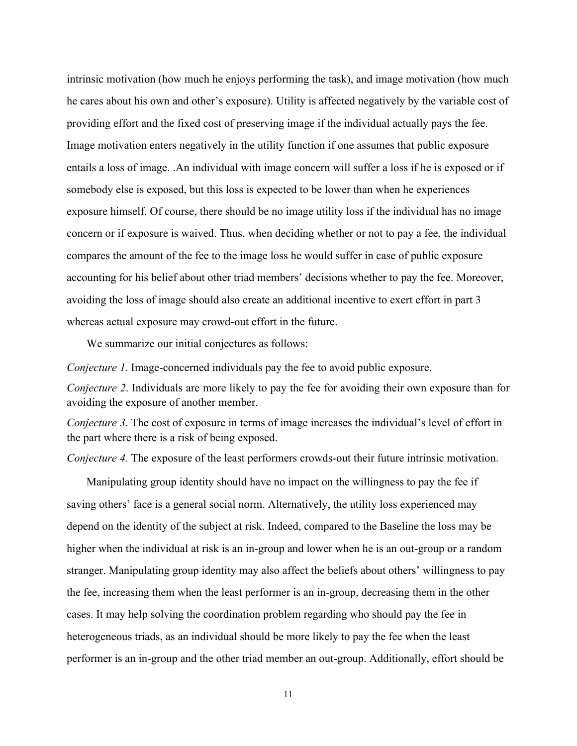intrinsic motivation (how much he enjoys performing the task), and image motivation (how much he cares about his own and other's exposure). Utility is affected negatively by the variable cost of providing effort and the fixed cost of preserving image if the individual actually pays the fee. Image motivation enters negatively in the utility function if one assumes that public exposure entails a loss of image. .An individual with image concern will suffer a loss if he is exposed or if somebody else is exposed, but this loss is expected to be lower than when he experiences exposure himself. Of course, there should be no image utility loss if the individual has no image concern or if exposure is waived. Thus, when deciding whether or not to pay a fee, the individual compares the amount of the fee to the image loss he would suffer in case of public exposure accounting for his belief about other triad members' decisions whether to pay the fee. Moreover, avoiding the loss of image should also create an additional incentive to exert effort in part 3 whereas actual exposure may crowd-out effort in the future.

We summarize our initial conjectures as follows:

*Conjecture 1*. Image-concerned individuals pay the fee to avoid public exposure.

*Conjecture 2*. Individuals are more likely to pay the fee for avoiding their own exposure than for avoiding the exposure of another member.

*Conjecture 3*. The cost of exposure in terms of image increases the individual's level of effort in the part where there is a risk of being exposed.

*Conjecture 4.* The exposure of the least performers crowds-out their future intrinsic motivation.

Manipulating group identity should have no impact on the willingness to pay the fee if saving others' face is a general social norm. Alternatively, the utility loss experienced may depend on the identity of the subject at risk. Indeed, compared to the Baseline the loss may be higher when the individual at risk is an in-group and lower when he is an out-group or a random stranger. Manipulating group identity may also affect the beliefs about others' willingness to pay the fee, increasing them when the least performer is an in-group, decreasing them in the other cases. It may help solving the coordination problem regarding who should pay the fee in heterogeneous triads, as an individual should be more likely to pay the fee when the least performer is an in-group and the other triad member an out-group. Additionally, effort should be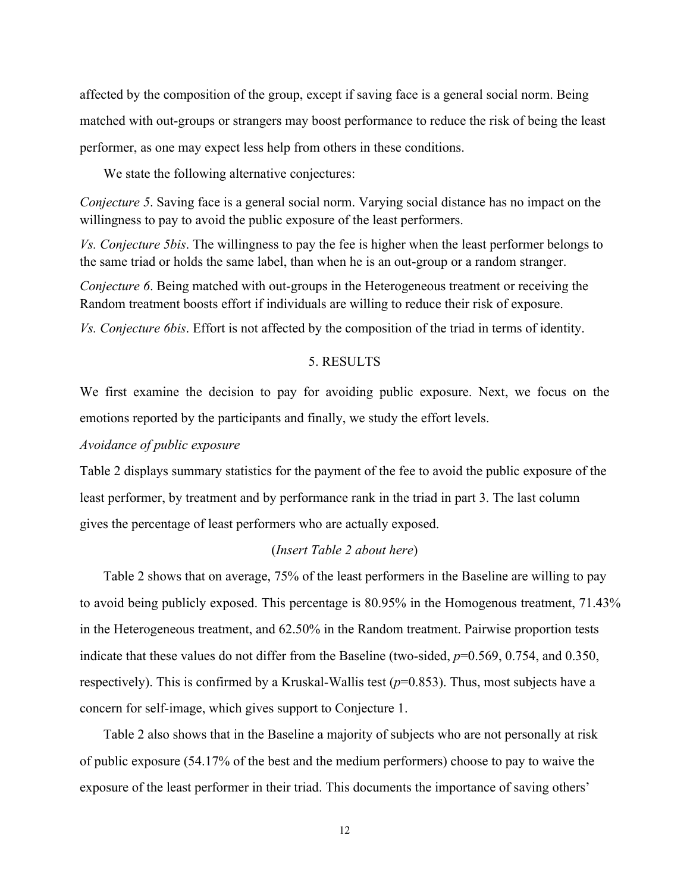affected by the composition of the group, except if saving face is a general social norm. Being matched with out-groups or strangers may boost performance to reduce the risk of being the least performer, as one may expect less help from others in these conditions.

We state the following alternative conjectures:

*Conjecture 5*. Saving face is a general social norm. Varying social distance has no impact on the willingness to pay to avoid the public exposure of the least performers.

*Vs. Conjecture 5bis*. The willingness to pay the fee is higher when the least performer belongs to the same triad or holds the same label, than when he is an out-group or a random stranger.

*Conjecture 6*. Being matched with out-groups in the Heterogeneous treatment or receiving the Random treatment boosts effort if individuals are willing to reduce their risk of exposure.

*Vs. Conjecture 6bis*. Effort is not affected by the composition of the triad in terms of identity.

## 5. RESULTS

We first examine the decision to pay for avoiding public exposure. Next, we focus on the emotions reported by the participants and finally, we study the effort levels.

*Avoidance of public exposure*

Table 2 displays summary statistics for the payment of the fee to avoid the public exposure of the least performer, by treatment and by performance rank in the triad in part 3. The last column gives the percentage of least performers who are actually exposed.

(*Insert Table 2 about here*)

Table 2 shows that on average, 75% of the least performers in the Baseline are willing to pay to avoid being publicly exposed. This percentage is 80.95% in the Homogenous treatment, 71.43% in the Heterogeneous treatment, and 62.50% in the Random treatment. Pairwise proportion tests indicate that these values do not differ from the Baseline (two-sided, $p$=0.569, 0.754, and 0.350, respectively). This is confirmed by a Kruskal-Wallis test ($p$=0.853). Thus, most subjects have a concern for self-image, which gives support to Conjecture 1.

Table 2 also shows that in the Baseline a majority of subjects who are not personally at risk of public exposure (54.17% of the best and the medium performers) choose to pay to waive the exposure of the least performer in their triad. This documents the importance of saving others'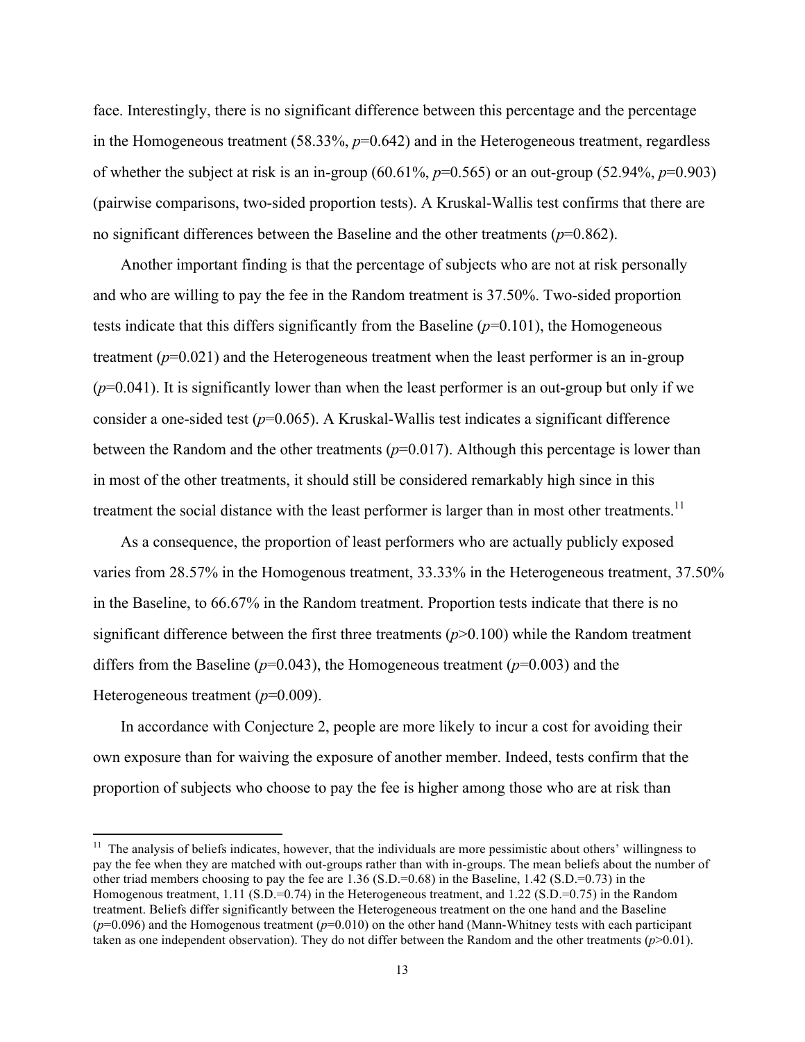face. Interestingly, there is no significant difference between this percentage and the percentage in the Homogeneous treatment (58.33%, $p$=0.642) and in the Heterogeneous treatment, regardless of whether the subject at risk is an in-group (60.61%, $p$=0.565) or an out-group (52.94%, $p$=0.903) (pairwise comparisons, two-sided proportion tests). A Kruskal-Wallis test confirms that there are no significant differences between the Baseline and the other treatments ($p$=0.862).

Another important finding is that the percentage of subjects who are not at risk personally and who are willing to pay the fee in the Random treatment is 37.50%. Two-sided proportion tests indicate that this differs significantly from the Baseline ($p$=0.101), the Homogeneous treatment ($p$=0.021) and the Heterogeneous treatment when the least performer is an in-group ($p$=0.041). It is significantly lower than when the least performer is an out-group but only if we consider a one-sided test ($p$=0.065). A Kruskal-Wallis test indicates a significant difference between the Random and the other treatments ($p$=0.017). Although this percentage is lower than in most of the other treatments, it should still be considered remarkably high since in this treatment the social distance with the least performer is larger than in most other treatments.[11]

As a consequence, the proportion of least performers who are actually publicly exposed varies from 28.57% in the Homogenous treatment, 33.33% in the Heterogeneous treatment, 37.50% in the Baseline, to 66.67% in the Random treatment. Proportion tests indicate that there is no significant difference between the first three treatments ($p$>0.100) while the Random treatment differs from the Baseline ($p$=0.043), the Homogeneous treatment ($p$=0.003) and the Heterogeneous treatment ($p$=0.009).

In accordance with Conjecture 2, people are more likely to incur a cost for avoiding their own exposure than for waiving the exposure of another member. Indeed, tests confirm that the proportion of subjects who choose to pay the fee is higher among those who are at risk than

[11] The analysis of beliefs indicates, however, that the individuals are more pessimistic about others' willingness to pay the fee when they are matched with out-groups rather than with in-groups. The mean beliefs about the number of other triad members choosing to pay the fee are 1.36 (S.D.=0.68) in the Baseline, 1.42 (S.D.=0.73) in the Homogenous treatment, 1.11 (S.D.=0.74) in the Heterogeneous treatment, and 1.22 (S.D.=0.75) in the Random treatment. Beliefs differ significantly between the Heterogeneous treatment on the one hand and the Baseline ($p$=0.096) and the Homogenous treatment ($p$=0.010) on the other hand (Mann-Whitney tests with each participant taken as one independent observation). They do not differ between the Random and the other treatments ($p$>0.01).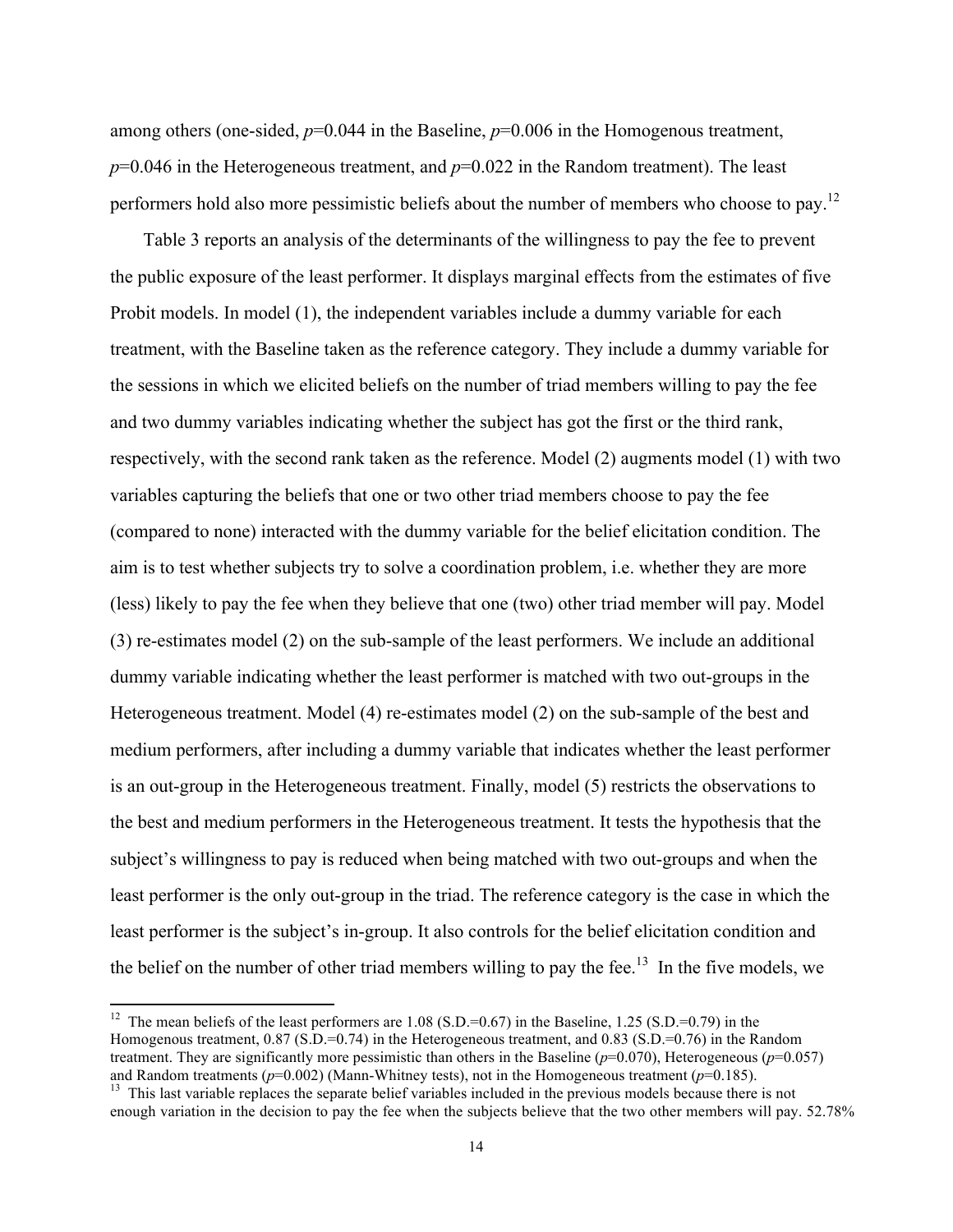among others (one-sided, $p$=0.044 in the Baseline, $p$=0.006 in the Homogenous treatment, $p$=0.046 in the Heterogeneous treatment, and $p$=0.022 in the Random treatment). The least performers hold also more pessimistic beliefs about the number of members who choose to pay.[12]

Table 3 reports an analysis of the determinants of the willingness to pay the fee to prevent the public exposure of the least performer. It displays marginal effects from the estimates of five Probit models. In model (1), the independent variables include a dummy variable for each treatment, with the Baseline taken as the reference category. They include a dummy variable for the sessions in which we elicited beliefs on the number of triad members willing to pay the fee and two dummy variables indicating whether the subject has got the first or the third rank, respectively, with the second rank taken as the reference. Model (2) augments model (1) with two variables capturing the beliefs that one or two other triad members choose to pay the fee (compared to none) interacted with the dummy variable for the belief elicitation condition. The aim is to test whether subjects try to solve a coordination problem, i.e. whether they are more (less) likely to pay the fee when they believe that one (two) other triad member will pay. Model (3) re-estimates model (2) on the sub-sample of the least performers. We include an additional dummy variable indicating whether the least performer is matched with two out-groups in the Heterogeneous treatment. Model (4) re-estimates model (2) on the sub-sample of the best and medium performers, after including a dummy variable that indicates whether the least performer is an out-group in the Heterogeneous treatment. Finally, model (5) restricts the observations to the best and medium performers in the Heterogeneous treatment. It tests the hypothesis that the subject's willingness to pay is reduced when being matched with two out-groups and when the least performer is the only out-group in the triad. The reference category is the case in which the least performer is the subject's in-group. It also controls for the belief elicitation condition and the belief on the number of other triad members willing to pay the fee.[13] In the five models, we

[12] The mean beliefs of the least performers are 1.08 (S.D.=0.67) in the Baseline, 1.25 (S.D.=0.79) in the Homogenous treatment, 0.87 (S.D.=0.74) in the Heterogeneous treatment, and 0.83 (S.D.=0.76) in the Random treatment. They are significantly more pessimistic than others in the Baseline ($p$=0.070), Heterogeneous ($p$=0.057) and Random treatments ($p$=0.002) (Mann-Whitney tests), not in the Homogeneous treatment ($p$=0.185).

[13] This last variable replaces the separate belief variables included in the previous models because there is not enough variation in the decision to pay the fee when the subjects believe that the two other members will pay. 52.78%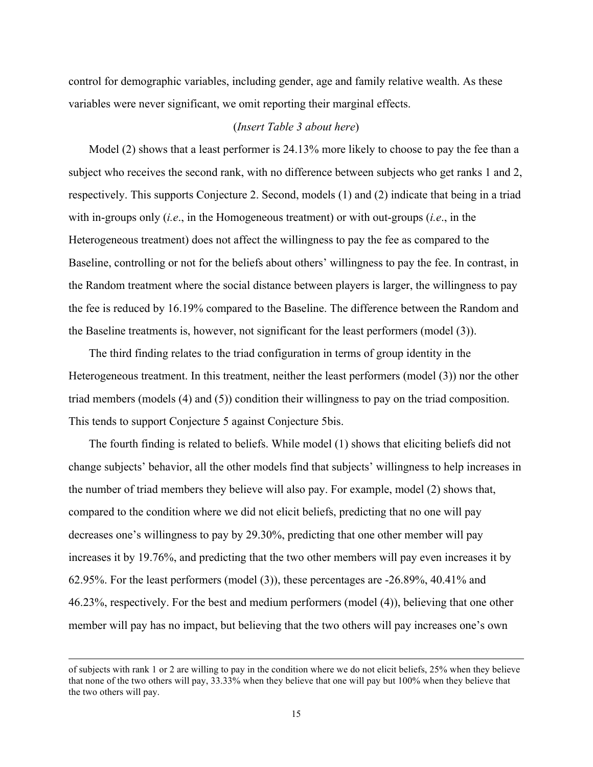control for demographic variables, including gender, age and family relative wealth. As these variables were never significant, we omit reporting their marginal effects.

(*Insert Table 3 about here*)

Model (2) shows that a least performer is 24.13% more likely to choose to pay the fee than a subject who receives the second rank, with no difference between subjects who get ranks 1 and 2, respectively. This supports Conjecture 2. Second, models (1) and (2) indicate that being in a triad with in-groups only (*i.e*., in the Homogeneous treatment) or with out-groups (*i.e*., in the Heterogeneous treatment) does not affect the willingness to pay the fee as compared to the Baseline, controlling or not for the beliefs about others' willingness to pay the fee. In contrast, in the Random treatment where the social distance between players is larger, the willingness to pay the fee is reduced by 16.19% compared to the Baseline. The difference between the Random and the Baseline treatments is, however, not significant for the least performers (model (3)).

The third finding relates to the triad configuration in terms of group identity in the Heterogeneous treatment. In this treatment, neither the least performers (model (3)) nor the other triad members (models (4) and (5)) condition their willingness to pay on the triad composition. This tends to support Conjecture 5 against Conjecture 5bis.

The fourth finding is related to beliefs. While model (1) shows that eliciting beliefs did not change subjects' behavior, all the other models find that subjects' willingness to help increases in the number of triad members they believe will also pay. For example, model (2) shows that, compared to the condition where we did not elicit beliefs, predicting that no one will pay decreases one's willingness to pay by 29.30%, predicting that one other member will pay increases it by 19.76%, and predicting that the two other members will pay even increases it by 62.95%. For the least performers (model (3)), these percentages are -26.89%, 40.41% and 46.23%, respectively. For the best and medium performers (model (4)), believing that one other member will pay has no impact, but believing that the two others will pay increases one's own

---

of subjects with rank 1 or 2 are willing to pay in the condition where we do not elicit beliefs, 25% when they believe that none of the two others will pay, 33.33% when they believe that one will pay but 100% when they believe that the two others will pay.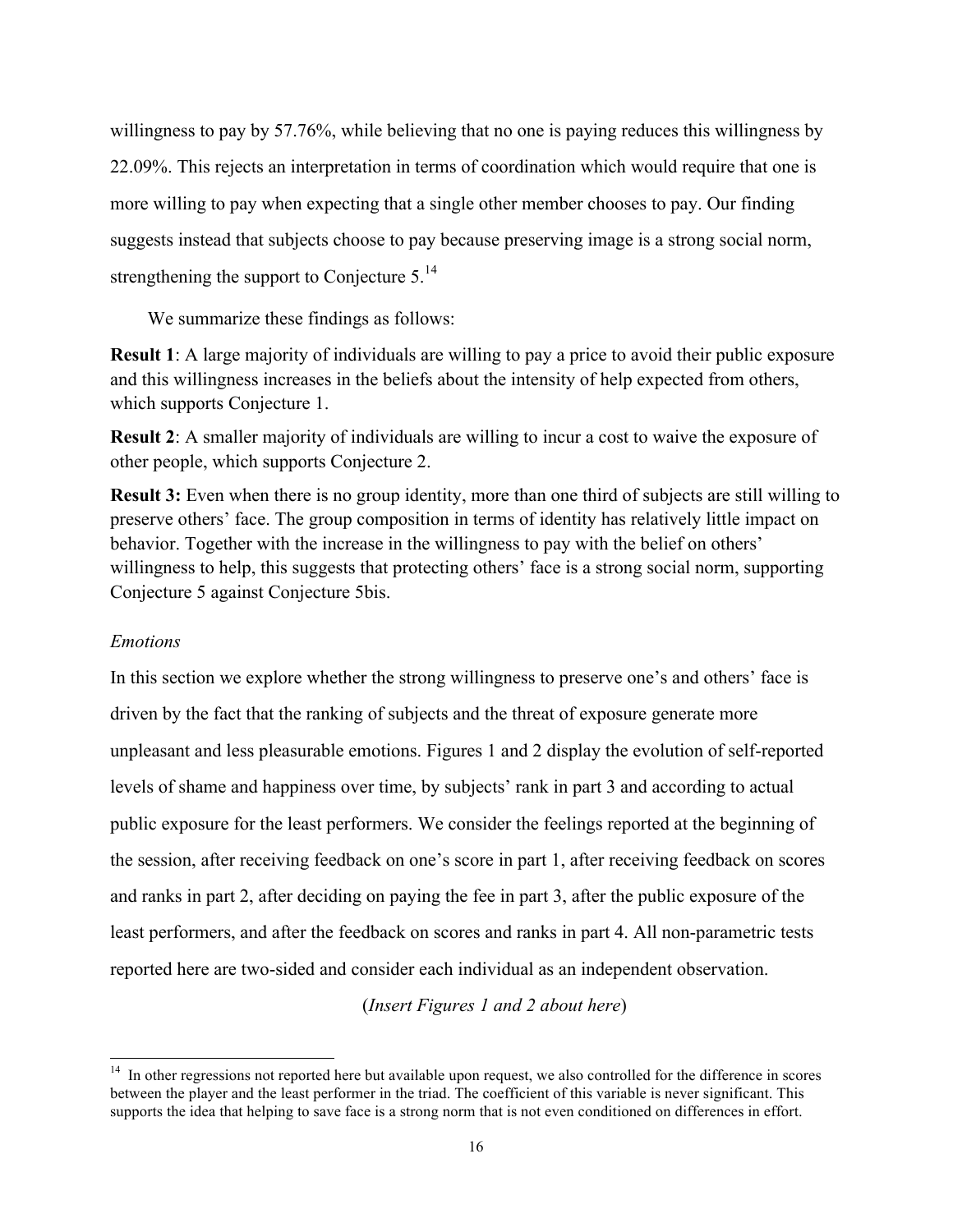willingness to pay by 57.76%, while believing that no one is paying reduces this willingness by 22.09%. This rejects an interpretation in terms of coordination which would require that one is more willing to pay when expecting that a single other member chooses to pay. Our finding suggests instead that subjects choose to pay because preserving image is a strong social norm, strengthening the support to Conjecture 5.[14]

We summarize these findings as follows:

**Result 1**: A large majority of individuals are willing to pay a price to avoid their public exposure and this willingness increases in the beliefs about the intensity of help expected from others, which supports Conjecture 1.

**Result 2**: A smaller majority of individuals are willing to incur a cost to waive the exposure of other people, which supports Conjecture 2.

**Result 3:** Even when there is no group identity, more than one third of subjects are still willing to preserve others' face. The group composition in terms of identity has relatively little impact on behavior. Together with the increase in the willingness to pay with the belief on others' willingness to help, this suggests that protecting others' face is a strong social norm, supporting Conjecture 5 against Conjecture 5bis.

*Emotions*

In this section we explore whether the strong willingness to preserve one's and others' face is driven by the fact that the ranking of subjects and the threat of exposure generate more unpleasant and less pleasurable emotions. Figures 1 and 2 display the evolution of self-reported levels of shame and happiness over time, by subjects' rank in part 3 and according to actual public exposure for the least performers. We consider the feelings reported at the beginning of the session, after receiving feedback on one's score in part 1, after receiving feedback on scores and ranks in part 2, after deciding on paying the fee in part 3, after the public exposure of the least performers, and after the feedback on scores and ranks in part 4. All non-parametric tests reported here are two-sided and consider each individual as an independent observation.

(*Insert Figures 1 and 2 about here*)

[14] In other regressions not reported here but available upon request, we also controlled for the difference in scores between the player and the least performer in the triad. The coefficient of this variable is never significant. This supports the idea that helping to save face is a strong norm that is not even conditioned on differences in effort.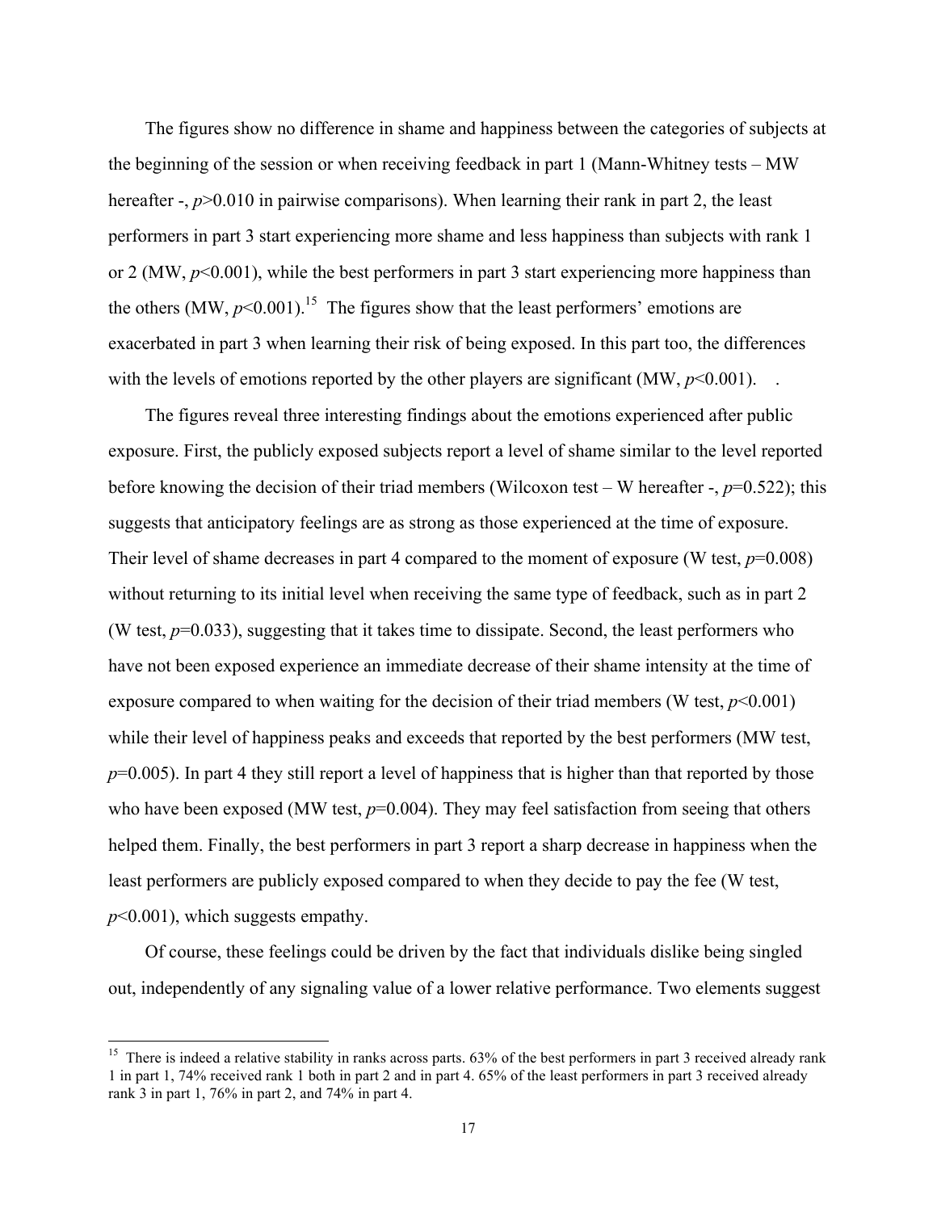The figures show no difference in shame and happiness between the categories of subjects at the beginning of the session or when receiving feedback in part 1 (Mann-Whitney tests – MW hereafter -, $p>0.010$ in pairwise comparisons). When learning their rank in part 2, the least performers in part 3 start experiencing more shame and less happiness than subjects with rank 1 or 2 (MW, $p<0.001$), while the best performers in part 3 start experiencing more happiness than the others (MW, $p<0.001$).[15] The figures show that the least performers' emotions are exacerbated in part 3 when learning their risk of being exposed. In this part too, the differences with the levels of emotions reported by the other players are significant (MW, $p<0.001$). .

The figures reveal three interesting findings about the emotions experienced after public exposure. First, the publicly exposed subjects report a level of shame similar to the level reported before knowing the decision of their triad members (Wilcoxon test – W hereafter -, $p=0.522$); this suggests that anticipatory feelings are as strong as those experienced at the time of exposure. Their level of shame decreases in part 4 compared to the moment of exposure (W test, $p=0.008$) without returning to its initial level when receiving the same type of feedback, such as in part 2 (W test, $p=0.033$), suggesting that it takes time to dissipate. Second, the least performers who have not been exposed experience an immediate decrease of their shame intensity at the time of exposure compared to when waiting for the decision of their triad members (W test, $p<0.001$) while their level of happiness peaks and exceeds that reported by the best performers (MW test, $p=0.005$). In part 4 they still report a level of happiness that is higher than that reported by those who have been exposed (MW test, $p=0.004$). They may feel satisfaction from seeing that others helped them. Finally, the best performers in part 3 report a sharp decrease in happiness when the least performers are publicly exposed compared to when they decide to pay the fee (W test, $p<0.001$), which suggests empathy.

Of course, these feelings could be driven by the fact that individuals dislike being singled out, independently of any signaling value of a lower relative performance. Two elements suggest

[15] There is indeed a relative stability in ranks across parts. 63% of the best performers in part 3 received already rank 1 in part 1, 74% received rank 1 both in part 2 and in part 4. 65% of the least performers in part 3 received already rank 3 in part 1, 76% in part 2, and 74% in part 4.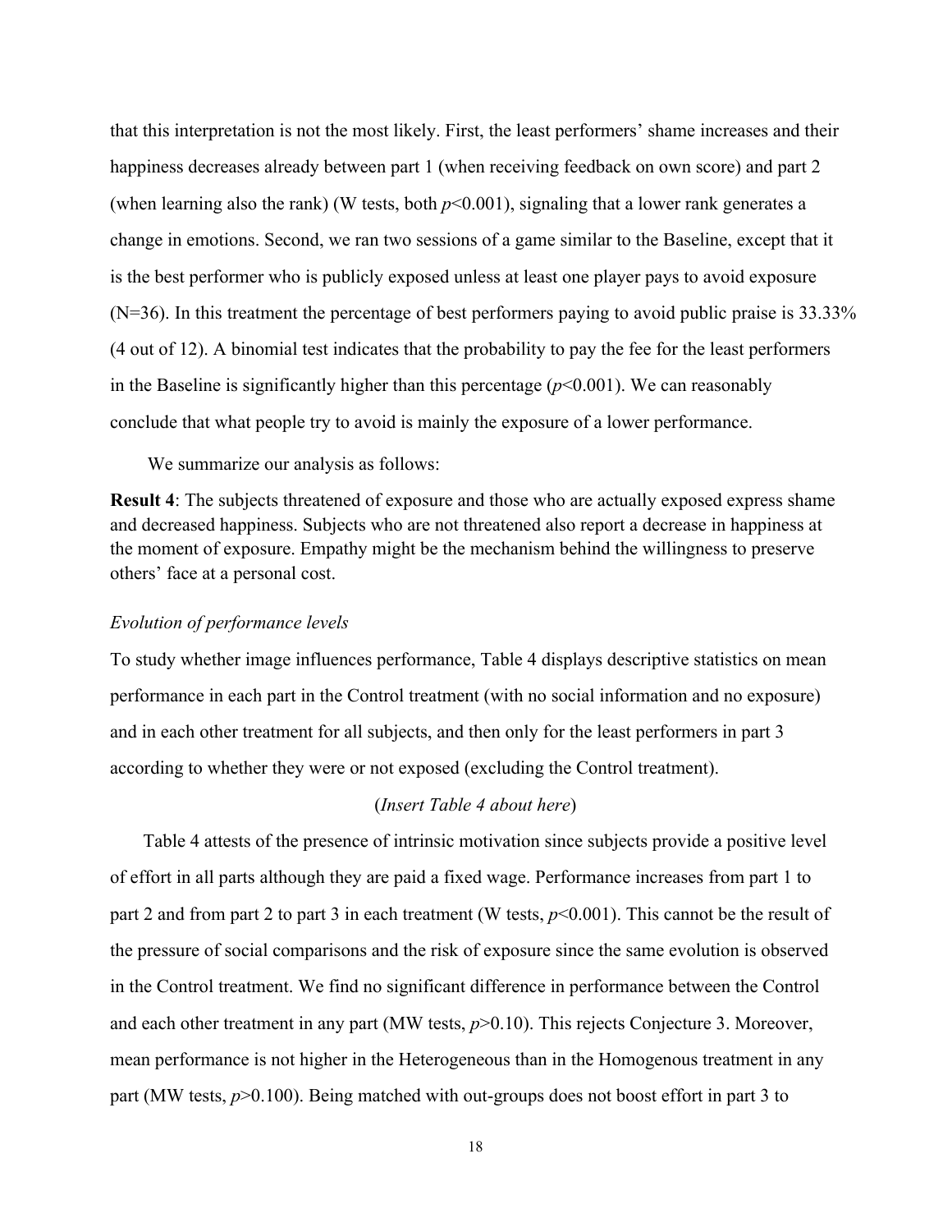that this interpretation is not the most likely. First, the least performers' shame increases and their happiness decreases already between part 1 (when receiving feedback on own score) and part 2 (when learning also the rank) (W tests, both $p$<0.001), signaling that a lower rank generates a change in emotions. Second, we ran two sessions of a game similar to the Baseline, except that it is the best performer who is publicly exposed unless at least one player pays to avoid exposure (N=36). In this treatment the percentage of best performers paying to avoid public praise is 33.33% (4 out of 12). A binomial test indicates that the probability to pay the fee for the least performers in the Baseline is significantly higher than this percentage ($p$<0.001). We can reasonably conclude that what people try to avoid is mainly the exposure of a lower performance.

We summarize our analysis as follows:

**Result 4**: The subjects threatened of exposure and those who are actually exposed express shame and decreased happiness. Subjects who are not threatened also report a decrease in happiness at the moment of exposure. Empathy might be the mechanism behind the willingness to preserve others' face at a personal cost.

*Evolution of performance levels*

To study whether image influences performance, Table 4 displays descriptive statistics on mean performance in each part in the Control treatment (with no social information and no exposure) and in each other treatment for all subjects, and then only for the least performers in part 3 according to whether they were or not exposed (excluding the Control treatment).

(*Insert Table 4 about here*)

Table 4 attests of the presence of intrinsic motivation since subjects provide a positive level of effort in all parts although they are paid a fixed wage. Performance increases from part 1 to part 2 and from part 2 to part 3 in each treatment (W tests, $p$<0.001). This cannot be the result of the pressure of social comparisons and the risk of exposure since the same evolution is observed in the Control treatment. We find no significant difference in performance between the Control and each other treatment in any part (MW tests, $p$>0.10). This rejects Conjecture 3. Moreover, mean performance is not higher in the Heterogeneous than in the Homogenous treatment in any part (MW tests, $p$>0.100). Being matched with out-groups does not boost effort in part 3 to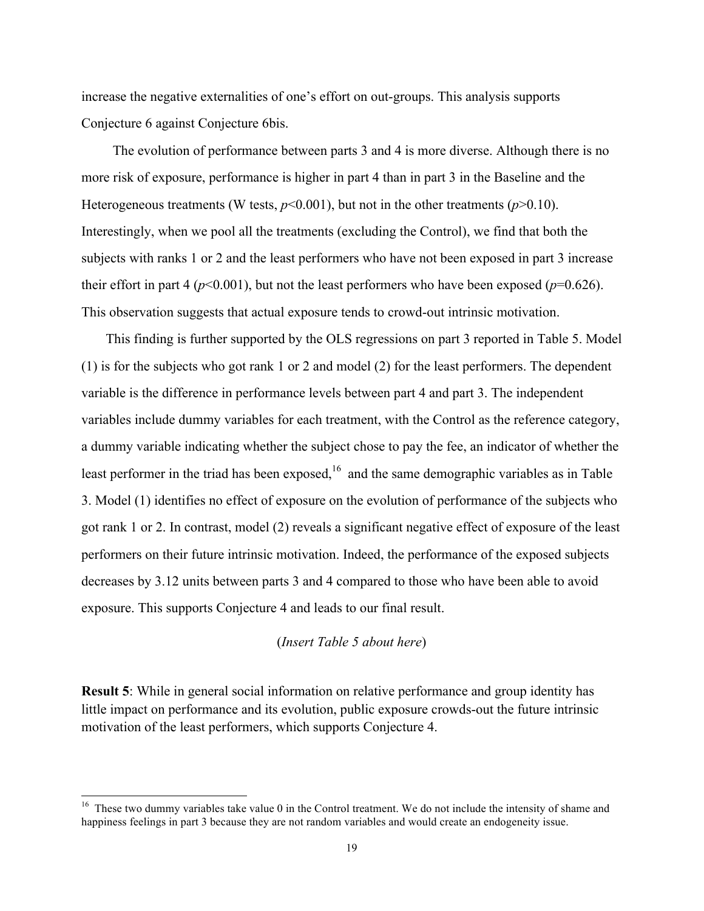increase the negative externalities of one's effort on out-groups. This analysis supports Conjecture 6 against Conjecture 6bis.

The evolution of performance between parts 3 and 4 is more diverse. Although there is no more risk of exposure, performance is higher in part 4 than in part 3 in the Baseline and the Heterogeneous treatments (W tests, $p<0.001$), but not in the other treatments ($p>0.10$). Interestingly, when we pool all the treatments (excluding the Control), we find that both the subjects with ranks 1 or 2 and the least performers who have not been exposed in part 3 increase their effort in part 4 ($p<0.001$), but not the least performers who have been exposed ($p=0.626$). This observation suggests that actual exposure tends to crowd-out intrinsic motivation.

This finding is further supported by the OLS regressions on part 3 reported in Table 5. Model (1) is for the subjects who got rank 1 or 2 and model (2) for the least performers. The dependent variable is the difference in performance levels between part 4 and part 3. The independent variables include dummy variables for each treatment, with the Control as the reference category, a dummy variable indicating whether the subject chose to pay the fee, an indicator of whether the least performer in the triad has been exposed,[16] and the same demographic variables as in Table 3. Model (1) identifies no effect of exposure on the evolution of performance of the subjects who got rank 1 or 2. In contrast, model (2) reveals a significant negative effect of exposure of the least performers on their future intrinsic motivation. Indeed, the performance of the exposed subjects decreases by 3.12 units between parts 3 and 4 compared to those who have been able to avoid exposure. This supports Conjecture 4 and leads to our final result.

(*Insert Table 5 about here*)

**Result 5**: While in general social information on relative performance and group identity has little impact on performance and its evolution, public exposure crowds-out the future intrinsic motivation of the least performers, which supports Conjecture 4.

[16] These two dummy variables take value 0 in the Control treatment. We do not include the intensity of shame and happiness feelings in part 3 because they are not random variables and would create an endogeneity issue.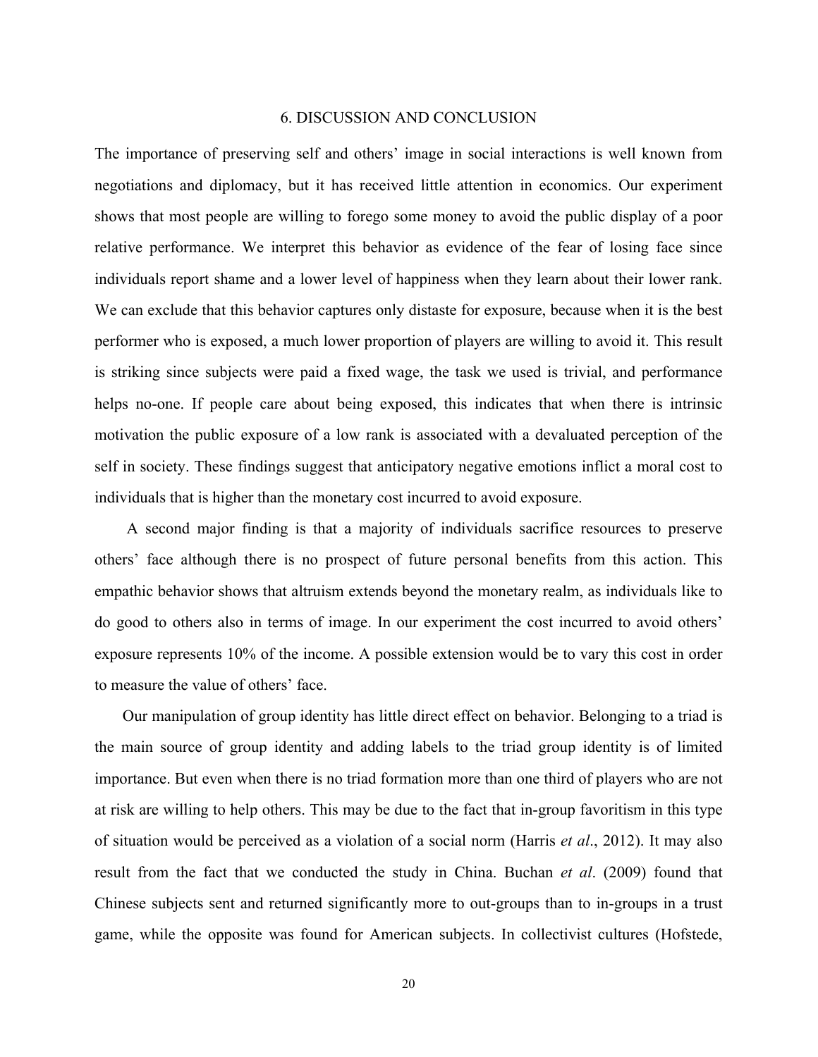## 6. DISCUSSION AND CONCLUSION

The importance of preserving self and others' image in social interactions is well known from negotiations and diplomacy, but it has received little attention in economics. Our experiment shows that most people are willing to forego some money to avoid the public display of a poor relative performance. We interpret this behavior as evidence of the fear of losing face since individuals report shame and a lower level of happiness when they learn about their lower rank. We can exclude that this behavior captures only distaste for exposure, because when it is the best performer who is exposed, a much lower proportion of players are willing to avoid it. This result is striking since subjects were paid a fixed wage, the task we used is trivial, and performance helps no-one. If people care about being exposed, this indicates that when there is intrinsic motivation the public exposure of a low rank is associated with a devaluated perception of the self in society. These findings suggest that anticipatory negative emotions inflict a moral cost to individuals that is higher than the monetary cost incurred to avoid exposure.

A second major finding is that a majority of individuals sacrifice resources to preserve others' face although there is no prospect of future personal benefits from this action. This empathic behavior shows that altruism extends beyond the monetary realm, as individuals like to do good to others also in terms of image. In our experiment the cost incurred to avoid others' exposure represents 10% of the income. A possible extension would be to vary this cost in order to measure the value of others' face.

Our manipulation of group identity has little direct effect on behavior. Belonging to a triad is the main source of group identity and adding labels to the triad group identity is of limited importance. But even when there is no triad formation more than one third of players who are not at risk are willing to help others. This may be due to the fact that in-group favoritism in this type of situation would be perceived as a violation of a social norm (Harris *et al*., 2012). It may also result from the fact that we conducted the study in China. Buchan *et al*. (2009) found that Chinese subjects sent and returned significantly more to out-groups than to in-groups in a trust game, while the opposite was found for American subjects. In collectivist cultures (Hofstede,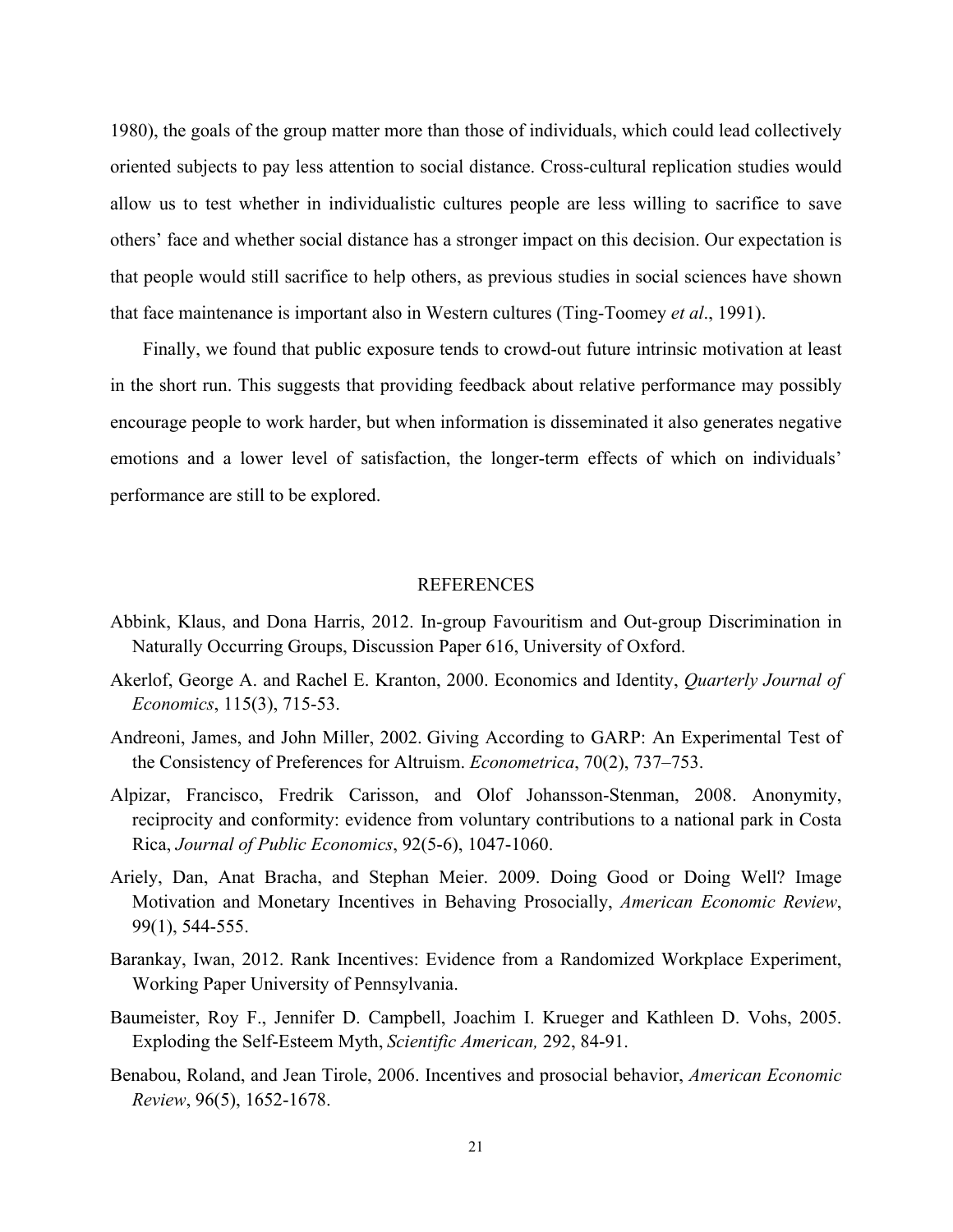1980), the goals of the group matter more than those of individuals, which could lead collectively oriented subjects to pay less attention to social distance. Cross-cultural replication studies would allow us to test whether in individualistic cultures people are less willing to sacrifice to save others' face and whether social distance has a stronger impact on this decision. Our expectation is that people would still sacrifice to help others, as previous studies in social sciences have shown that face maintenance is important also in Western cultures (Ting-Toomey *et al*., 1991).

Finally, we found that public exposure tends to crowd-out future intrinsic motivation at least in the short run. This suggests that providing feedback about relative performance may possibly encourage people to work harder, but when information is disseminated it also generates negative emotions and a lower level of satisfaction, the longer-term effects of which on individuals' performance are still to be explored.

## REFERENCES

Abbink, Klaus, and Dona Harris, 2012. In-group Favouritism and Out-group Discrimination in Naturally Occurring Groups, Discussion Paper 616, University of Oxford.

Akerlof, George A. and Rachel E. Kranton, 2000. Economics and Identity, *Quarterly Journal of Economics*, 115(3), 715-53.

Andreoni, James, and John Miller, 2002. Giving According to GARP: An Experimental Test of the Consistency of Preferences for Altruism. *Econometrica*, 70(2), 737–753.

Alpizar, Francisco, Fredrik Carisson, and Olof Johansson-Stenman, 2008. Anonymity, reciprocity and conformity: evidence from voluntary contributions to a national park in Costa Rica, *Journal of Public Economics*, 92(5-6), 1047-1060.

Ariely, Dan, Anat Bracha, and Stephan Meier. 2009. Doing Good or Doing Well? Image Motivation and Monetary Incentives in Behaving Prosocially, *American Economic Review*, 99(1), 544-555.

Barankay, Iwan, 2012. Rank Incentives: Evidence from a Randomized Workplace Experiment, Working Paper University of Pennsylvania.

Baumeister, Roy F., Jennifer D. Campbell, Joachim I. Krueger and Kathleen D. Vohs, 2005. Exploding the Self-Esteem Myth, *Scientific American,* 292, 84-91.

Benabou, Roland, and Jean Tirole, 2006. Incentives and prosocial behavior, *American Economic Review*, 96(5), 1652-1678.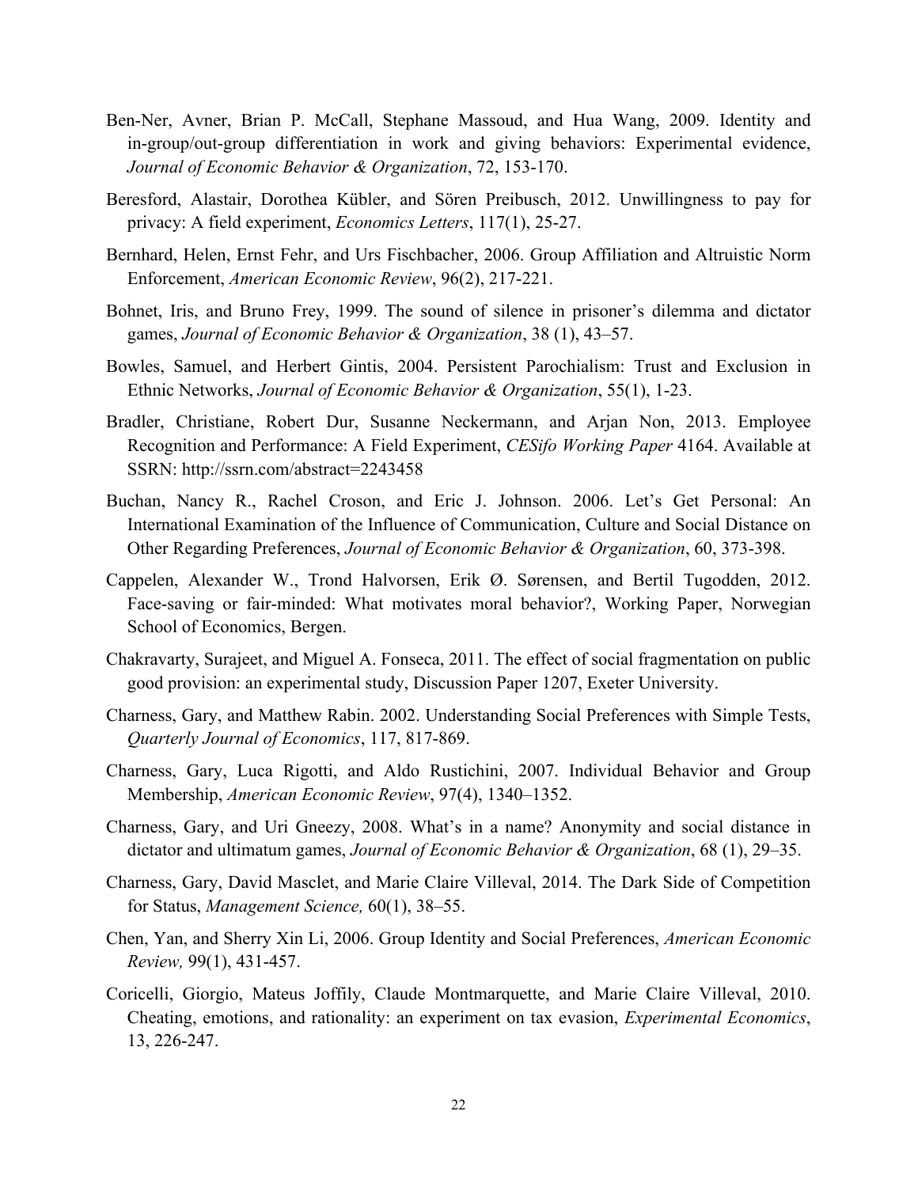Ben-Ner, Avner, Brian P. McCall, Stephane Massoud, and Hua Wang, 2009. Identity and in-group/out-group differentiation in work and giving behaviors: Experimental evidence, *Journal of Economic Behavior & Organization*, 72, 153-170.

Beresford, Alastair, Dorothea Kübler, and Sören Preibusch, 2012. Unwillingness to pay for privacy: A field experiment, *Economics Letters*, 117(1), 25-27.

Bernhard, Helen, Ernst Fehr, and Urs Fischbacher, 2006. Group Affiliation and Altruistic Norm Enforcement, *American Economic Review*, 96(2), 217-221.

Bohnet, Iris, and Bruno Frey, 1999. The sound of silence in prisoner's dilemma and dictator games, *Journal of Economic Behavior & Organization*, 38 (1), 43–57.

Bowles, Samuel, and Herbert Gintis, 2004. Persistent Parochialism: Trust and Exclusion in Ethnic Networks, *Journal of Economic Behavior & Organization*, 55(1), 1-23.

Bradler, Christiane, Robert Dur, Susanne Neckermann, and Arjan Non, 2013. Employee Recognition and Performance: A Field Experiment, *CESifo Working Paper* 4164. Available at SSRN: http://ssrn.com/abstract=2243458

Buchan, Nancy R., Rachel Croson, and Eric J. Johnson. 2006. Let's Get Personal: An International Examination of the Influence of Communication, Culture and Social Distance on Other Regarding Preferences, *Journal of Economic Behavior & Organization*, 60, 373-398.

Cappelen, Alexander W., Trond Halvorsen, Erik Ø. Sørensen, and Bertil Tugodden, 2012. Face-saving or fair-minded: What motivates moral behavior?, Working Paper, Norwegian School of Economics, Bergen.

Chakravarty, Surajeet, and Miguel A. Fonseca, 2011. The effect of social fragmentation on public good provision: an experimental study, Discussion Paper 1207, Exeter University.

Charness, Gary, and Matthew Rabin. 2002. Understanding Social Preferences with Simple Tests, *Quarterly Journal of Economics*, 117, 817-869.

Charness, Gary, Luca Rigotti, and Aldo Rustichini, 2007. Individual Behavior and Group Membership, *American Economic Review*, 97(4), 1340–1352.

Charness, Gary, and Uri Gneezy, 2008. What's in a name? Anonymity and social distance in dictator and ultimatum games, *Journal of Economic Behavior & Organization*, 68 (1), 29–35.

Charness, Gary, David Masclet, and Marie Claire Villeval, 2014. The Dark Side of Competition for Status, *Management Science,* 60(1), 38–55.

Chen, Yan, and Sherry Xin Li, 2006. Group Identity and Social Preferences, *American Economic Review,* 99(1), 431-457.

Coricelli, Giorgio, Mateus Joffily, Claude Montmarquette, and Marie Claire Villeval, 2010. Cheating, emotions, and rationality: an experiment on tax evasion, *Experimental Economics*, 13, 226-247.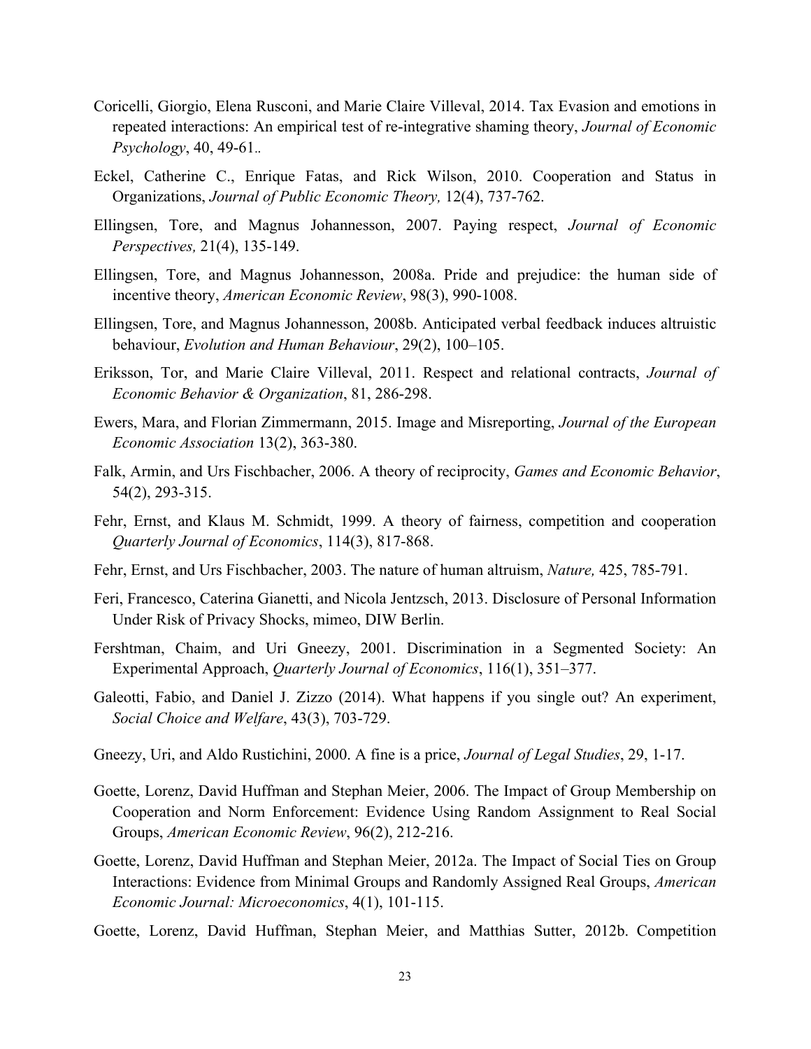Coricelli, Giorgio, Elena Rusconi, and Marie Claire Villeval, 2014. Tax Evasion and emotions in repeated interactions: An empirical test of re-integrative shaming theory, *Journal of Economic Psychology*, 40, 49-61..

Eckel, Catherine C., Enrique Fatas, and Rick Wilson, 2010. Cooperation and Status in Organizations, *Journal of Public Economic Theory,* 12(4), 737-762.

Ellingsen, Tore, and Magnus Johannesson, 2007. Paying respect, *Journal of Economic Perspectives,* 21(4), 135-149.

Ellingsen, Tore, and Magnus Johannesson, 2008a. Pride and prejudice: the human side of incentive theory, *American Economic Review*, 98(3), 990-1008.

Ellingsen, Tore, and Magnus Johannesson, 2008b. Anticipated verbal feedback induces altruistic behaviour, *Evolution and Human Behaviour*, 29(2), 100–105.

Eriksson, Tor, and Marie Claire Villeval, 2011. Respect and relational contracts, *Journal of Economic Behavior & Organization*, 81, 286-298.

Ewers, Mara, and Florian Zimmermann, 2015. Image and Misreporting, *Journal of the European Economic Association* 13(2), 363-380.

Falk, Armin, and Urs Fischbacher, 2006. A theory of reciprocity, *Games and Economic Behavior*, 54(2), 293-315.

Fehr, Ernst, and Klaus M. Schmidt, 1999. A theory of fairness, competition and cooperation *Quarterly Journal of Economics*, 114(3), 817-868.

Fehr, Ernst, and Urs Fischbacher, 2003. The nature of human altruism, *Nature,* 425, 785-791.

Feri, Francesco, Caterina Gianetti, and Nicola Jentzsch, 2013. Disclosure of Personal Information Under Risk of Privacy Shocks, mimeo, DIW Berlin.

Fershtman, Chaim, and Uri Gneezy, 2001. Discrimination in a Segmented Society: An Experimental Approach, *Quarterly Journal of Economics*, 116(1), 351–377.

Galeotti, Fabio, and Daniel J. Zizzo (2014). What happens if you single out? An experiment, *Social Choice and Welfare*, 43(3), 703-729.

Gneezy, Uri, and Aldo Rustichini, 2000. A fine is a price, *Journal of Legal Studies*, 29, 1-17.

Goette, Lorenz, David Huffman and Stephan Meier, 2006. The Impact of Group Membership on Cooperation and Norm Enforcement: Evidence Using Random Assignment to Real Social Groups, *American Economic Review*, 96(2), 212-216.

Goette, Lorenz, David Huffman and Stephan Meier, 2012a. The Impact of Social Ties on Group Interactions: Evidence from Minimal Groups and Randomly Assigned Real Groups, *American Economic Journal: Microeconomics*, 4(1), 101-115.

Goette, Lorenz, David Huffman, Stephan Meier, and Matthias Sutter, 2012b. Competition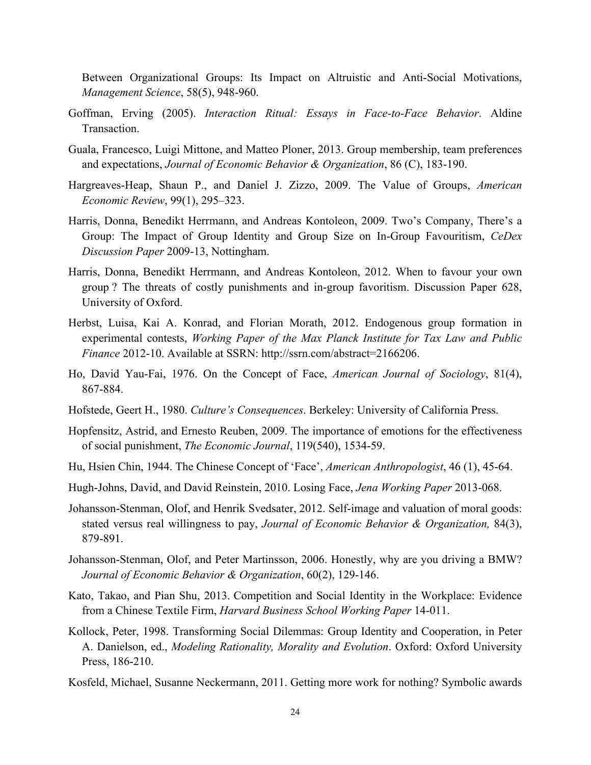Between Organizational Groups: Its Impact on Altruistic and Anti-Social Motivations, *Management Science*, 58(5), 948-960.

Goffman, Erving (2005). *Interaction Ritual: Essays in Face-to-Face Behavior*. Aldine Transaction.

Guala, Francesco, Luigi Mittone, and Matteo Ploner, 2013. Group membership, team preferences and expectations, *Journal of Economic Behavior & Organization*, 86 (C), 183-190.

Hargreaves-Heap, Shaun P., and Daniel J. Zizzo, 2009. The Value of Groups, *American Economic Review*, 99(1), 295–323.

Harris, Donna, Benedikt Herrmann, and Andreas Kontoleon, 2009. Two's Company, There's a Group: The Impact of Group Identity and Group Size on In-Group Favouritism, *CeDex Discussion Paper* 2009-13, Nottingham.

Harris, Donna, Benedikt Herrmann, and Andreas Kontoleon, 2012. When to favour your own group ? The threats of costly punishments and in-group favoritism. Discussion Paper 628, University of Oxford.

Herbst, Luisa, Kai A. Konrad, and Florian Morath, 2012. Endogenous group formation in experimental contests, *Working Paper of the Max Planck Institute for Tax Law and Public Finance* 2012-10. Available at SSRN: http://ssrn.com/abstract=2166206.

Ho, David Yau-Fai, 1976. On the Concept of Face, *American Journal of Sociology*, 81(4), 867-884.

Hofstede, Geert H., 1980. *Culture's Consequences*. Berkeley: University of California Press.

Hopfensitz, Astrid, and Ernesto Reuben, 2009. The importance of emotions for the effectiveness of social punishment, *The Economic Journal*, 119(540), 1534-59.

Hu, Hsien Chin, 1944. The Chinese Concept of 'Face', *American Anthropologist*, 46 (1), 45-64.

Hugh-Johns, David, and David Reinstein, 2010. Losing Face, *Jena Working Paper* 2013-068.

Johansson-Stenman, Olof, and Henrik Svedsater, 2012. Self-image and valuation of moral goods: stated versus real willingness to pay, *Journal of Economic Behavior & Organization,* 84(3), 879-891.

Johansson-Stenman, Olof, and Peter Martinsson, 2006. Honestly, why are you driving a BMW? *Journal of Economic Behavior & Organization*, 60(2), 129-146.

Kato, Takao, and Pian Shu, 2013. Competition and Social Identity in the Workplace: Evidence from a Chinese Textile Firm, *Harvard Business School Working Paper* 14-011.

Kollock, Peter, 1998. Transforming Social Dilemmas: Group Identity and Cooperation, in Peter A. Danielson, ed., *Modeling Rationality, Morality and Evolution*. Oxford: Oxford University Press, 186-210.

Kosfeld, Michael, Susanne Neckermann, 2011. Getting more work for nothing? Symbolic awards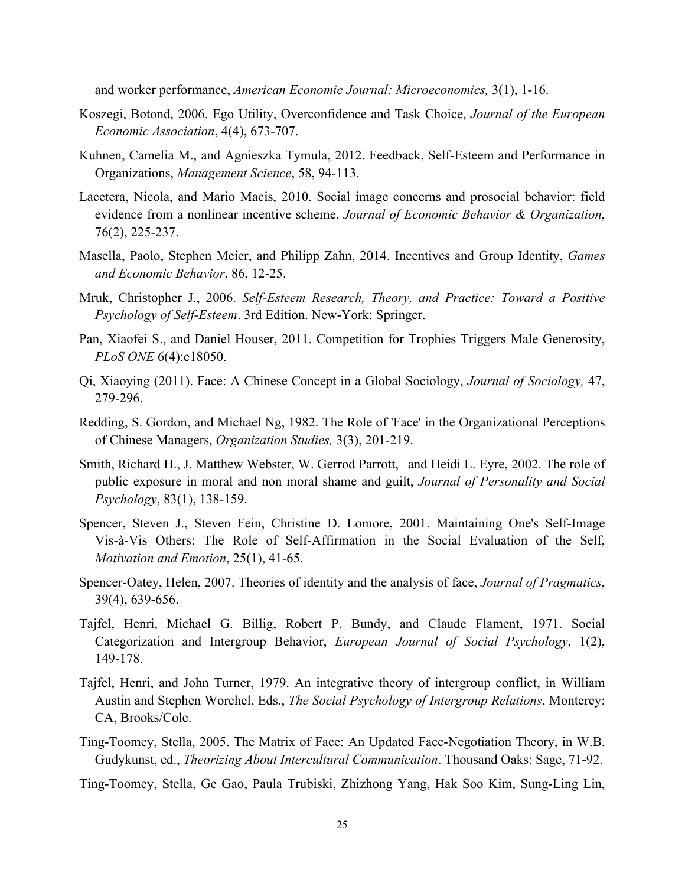and worker performance, *American Economic Journal: Microeconomics,* 3(1), 1-16.

Koszegi, Botond, 2006. Ego Utility, Overconfidence and Task Choice, *Journal of the European Economic Association*, 4(4), 673-707.

Kuhnen, Camelia M., and Agnieszka Tymula, 2012. Feedback, Self-Esteem and Performance in Organizations, *Management Science*, 58, 94-113.

Lacetera, Nicola, and Mario Macis, 2010. Social image concerns and prosocial behavior: field evidence from a nonlinear incentive scheme, *Journal of Economic Behavior & Organization*, 76(2), 225-237.

Masella, Paolo, Stephen Meier, and Philipp Zahn, 2014. Incentives and Group Identity, *Games and Economic Behavior*, 86, 12-25.

Mruk, Christopher J., 2006. *Self-Esteem Research, Theory, and Practice: Toward a Positive Psychology of Self-Esteem*. 3rd Edition. New-York: Springer.

Pan, Xiaofei S., and Daniel Houser, 2011. Competition for Trophies Triggers Male Generosity, *PLoS ONE* 6(4):e18050.

Qi, Xiaoying (2011). Face: A Chinese Concept in a Global Sociology, *Journal of Sociology,* 47, 279-296.

Redding, S. Gordon, and Michael Ng, 1982. The Role of 'Face' in the Organizational Perceptions of Chinese Managers, *Organization Studies,* 3(3), 201-219.

Smith, Richard H., J. Matthew Webster, W. Gerrod Parrott, and Heidi L. Eyre, 2002. The role of public exposure in moral and non moral shame and guilt, *Journal of Personality and Social Psychology*, 83(1), 138-159.

Spencer, Steven J., Steven Fein, Christine D. Lomore, 2001. Maintaining One's Self-Image Vis-à-Vis Others: The Role of Self-Affirmation in the Social Evaluation of the Self, *Motivation and Emotion*, 25(1), 41-65.

Spencer-Oatey, Helen, 2007. Theories of identity and the analysis of face, *Journal of Pragmatics*, 39(4), 639-656.

Tajfel, Henri, Michael G. Billig, Robert P. Bundy, and Claude Flament, 1971. Social Categorization and Intergroup Behavior, *European Journal of Social Psychology*, 1(2), 149-178.

Tajfel, Henri, and John Turner, 1979. An integrative theory of intergroup conflict, in William Austin and Stephen Worchel, Eds., *The Social Psychology of Intergroup Relations*, Monterey: CA, Brooks/Cole.

Ting-Toomey, Stella, 2005. The Matrix of Face: An Updated Face-Negotiation Theory, in W.B. Gudykunst, ed., *Theorizing About Intercultural Communication*. Thousand Oaks: Sage, 71-92.

Ting-Toomey, Stella, Ge Gao, Paula Trubiski, Zhizhong Yang, Hak Soo Kim, Sung-Ling Lin,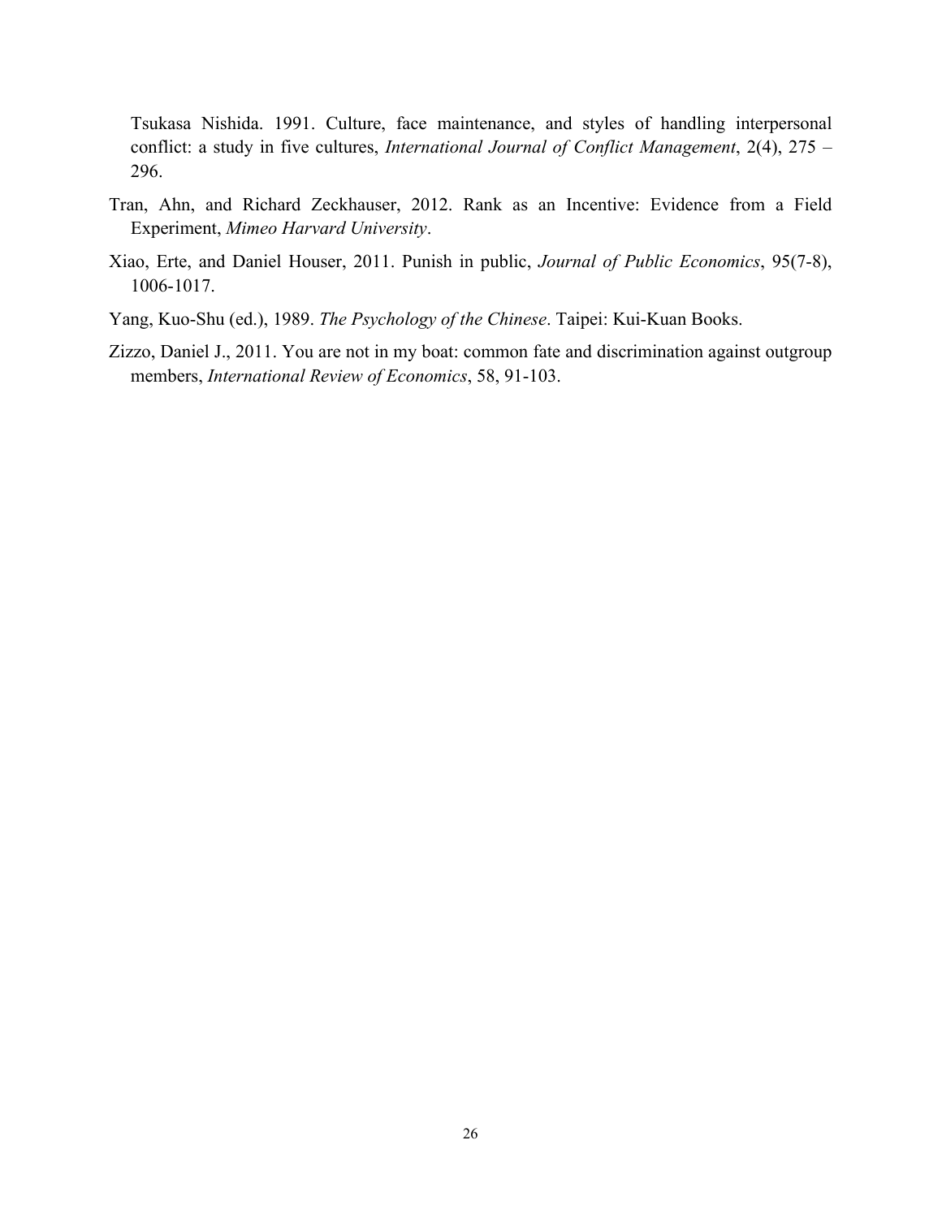Tsukasa Nishida. 1991. Culture, face maintenance, and styles of handling interpersonal conflict: a study in five cultures, *International Journal of Conflict Management*, 2(4), 275 – 296.

Tran, Ahn, and Richard Zeckhauser, 2012. Rank as an Incentive: Evidence from a Field Experiment, *Mimeo Harvard University*.

Xiao, Erte, and Daniel Houser, 2011. Punish in public, *Journal of Public Economics*, 95(7-8), 1006-1017.

Yang, Kuo-Shu (ed.), 1989. *The Psychology of the Chinese*. Taipei: Kui-Kuan Books.

Zizzo, Daniel J., 2011. You are not in my boat: common fate and discrimination against outgroup members, *International Review of Economics*, 58, 91-103.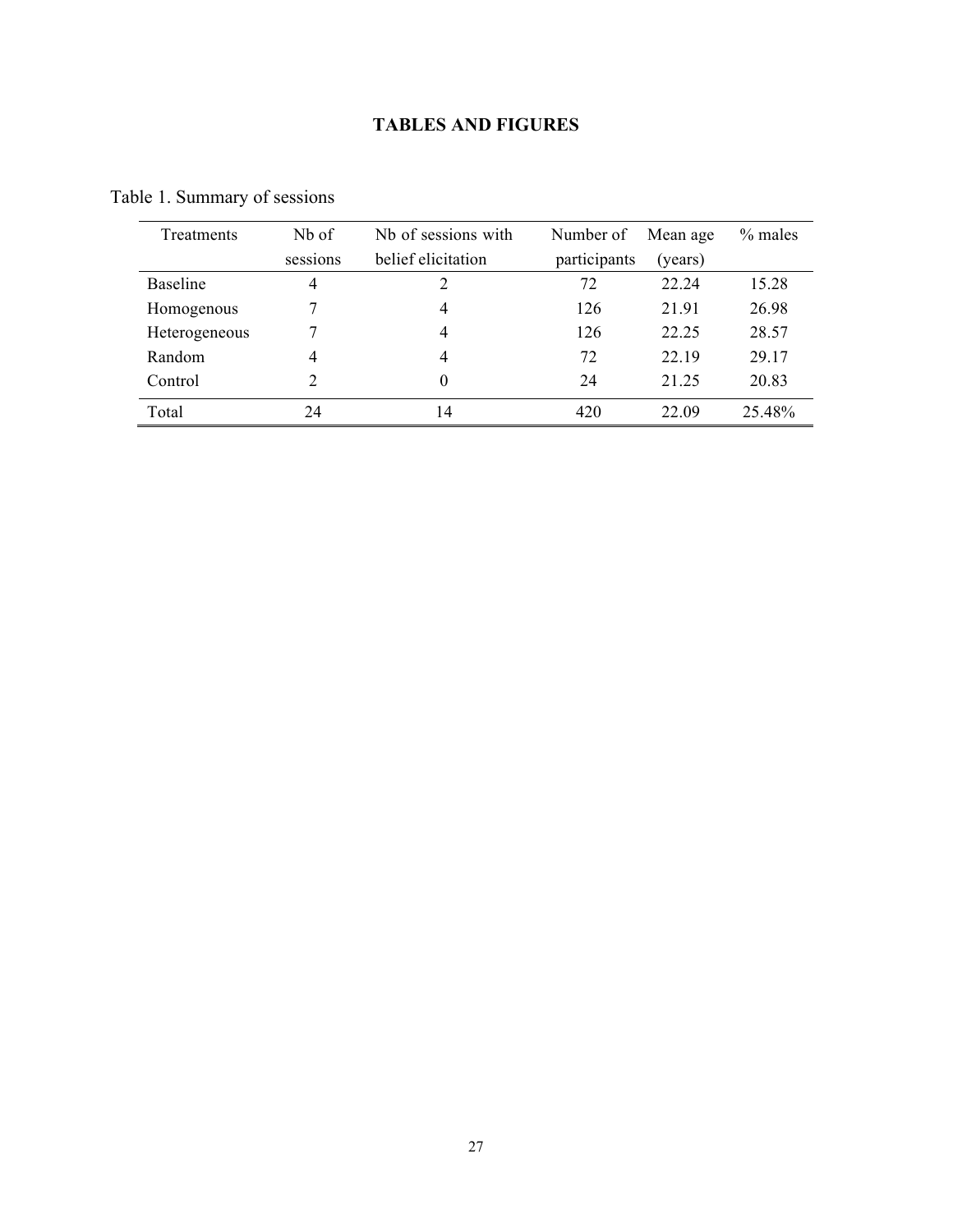# TABLES AND FIGURES

Table 1. Summary of sessions

| Treatments | Nb of sessions | Nb of sessions with belief elicitation | Number of participants | Mean age (years) | % males |
|---|---|---|---|---|---|
| Baseline | 4 | 2 | 72 | 22.24 | 15.28 |
| Homogenous | 7 | 4 | 126 | 21.91 | 26.98 |
| Heterogeneous | 7 | 4 | 126 | 22.25 | 28.57 |
| Random | 4 | 4 | 72 | 22.19 | 29.17 |
| Control | 2 | 0 | 24 | 21.25 | 20.83 |
| Total | 24 | 14 | 420 | 22.09 | 25.48% |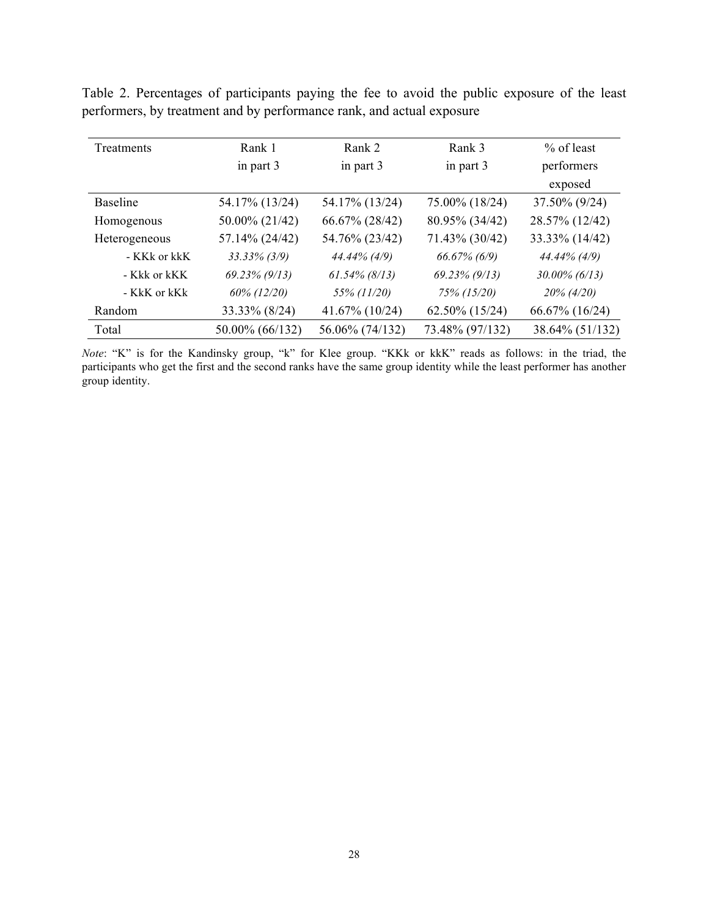Table 2. Percentages of participants paying the fee to avoid the public exposure of the least performers, by treatment and by performance rank, and actual exposure

| Treatments | Rank 1 in part 3 | Rank 2 in part 3 | Rank 3 in part 3 | % of least performers exposed |
|---|---|---|---|---|
| Baseline | 54.17% (13/24) | 54.17% (13/24) | 75.00% (18/24) | 37.50% (9/24) |
| Homogenous | 50.00% (21/42) | 66.67% (28/42) | 80.95% (34/42) | 28.57% (12/42) |
| Heterogeneous | 57.14% (24/42) | 54.76% (23/42) | 71.43% (30/42) | 33.33% (14/42) |
| - KKk or kkK | *33.33% (3/9)* | *44.44% (4/9)* | *66.67% (6/9)* | *44.44% (4/9)* |
| - Kkk or kKK | *69.23% (9/13)* | *61.54% (8/13)* | *69.23% (9/13)* | *30.00% (6/13)* |
| - KkK or kKk | *60% (12/20)* | *55% (11/20)* | *75% (15/20)* | *20% (4/20)* |
| Random | 33.33% (8/24) | 41.67% (10/24) | 62.50% (15/24) | 66.67% (16/24) |
| Total | 50.00% (66/132) | 56.06% (74/132) | 73.48% (97/132) | 38.64% (51/132) |

*Note*: "K" is for the Kandinsky group, "k" for Klee group. "KKk or kkK" reads as follows: in the triad, the participants who get the first and the second ranks have the same group identity while the least performer has another group identity.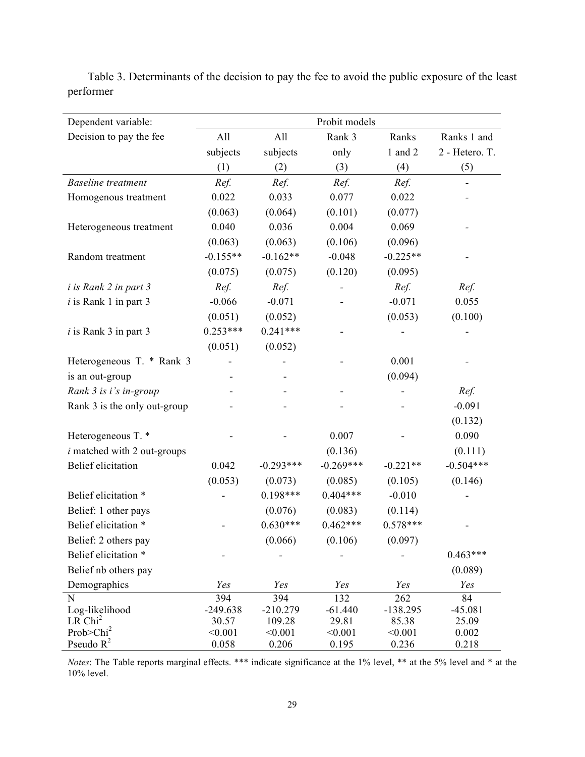Table 3. Determinants of the decision to pay the fee to avoid the public exposure of the least performer

| Dependent variable: | Probit models | | | | |
|---|---|---|---|---|---|
| Decision to pay the fee | All subjects | All subjects | Rank 3 only | Ranks 1 and 2 | Ranks 1 and 2 - Hetero. T. |
| | (1) | (2) | (3) | (4) | (5) |
| *Baseline treatment* | *Ref.* | *Ref.* | *Ref.* | *Ref.* | - |
| Homogenous treatment | 0.022 | 0.033 | 0.077 | 0.022 | - |
| | (0.063) | (0.064) | (0.101) | (0.077) | |
| Heterogeneous treatment | 0.040 | 0.036 | 0.004 | 0.069 | - |
| | (0.063) | (0.063) | (0.106) | (0.096) | |
| Random treatment | -0.155** | -0.162** | -0.048 | -0.225** | - |
| | (0.075) | (0.075) | (0.120) | (0.095) | |
| *i is Rank 2 in part 3* | *Ref.* | *Ref.* | - | *Ref.* | *Ref.* |
| *i* is Rank 1 in part 3 | -0.066 | -0.071 | - | -0.071 | 0.055 |
| | (0.051) | (0.052) | | (0.053) | (0.100) |
| *i* is Rank 3 in part 3 | 0.253*** | 0.241*** | - | - | - |
| | (0.051) | (0.052) | | | |
| Heterogeneous T. * Rank 3 is an out-group | - | - | - | 0.001 | - |
| | | | | (0.094) | |
| *Rank 3 is i's in-group* | - | - | - | - | *Ref.* |
| Rank 3 is the only out-group | - | - | - | - | -0.091 |
| | | | | | (0.132) |
| Heterogeneous T. * *i* matched with 2 out-groups | - | - | 0.007 | - | 0.090 |
| | | | (0.136) | | (0.111) |
| Belief elicitation | 0.042 | -0.293*** | -0.269*** | -0.221** | -0.504*** |
| | (0.053) | (0.073) | (0.085) | (0.105) | (0.146) |
| Belief elicitation * Belief: 1 other pays | - | 0.198*** | 0.404*** | -0.010 | - |
| | | (0.076) | (0.083) | (0.114) | |
| Belief elicitation * Belief: 2 others pay | - | 0.630*** | 0.462*** | 0.578*** | - |
| | | (0.066) | (0.106) | (0.097) | |
| Belief elicitation * Belief nb others pay | - | - | - | - | 0.463*** |
| | | | | | (0.089) |
| Demographics | *Yes* | *Yes* | *Yes* | *Yes* | *Yes* |
| N | 394 | 394 | 132 | 262 | 84 |
| Log-likelihood | -249.638 | -210.279 | -61.440 | -138.295 | -45.081 |
| LR $Chi^2$ | 30.57 | 109.28 | 29.81 | 85.38 | 25.09 |
| Prob>$Chi^2$ | <0.001 | <0.001 | <0.001 | <0.001 | 0.002 |
| Pseudo $R^2$ | 0.058 | 0.206 | 0.195 | 0.236 | 0.218 |

*Notes*: The Table reports marginal effects. *** indicate significance at the 1% level, ** at the 5% level and * at the 10% level.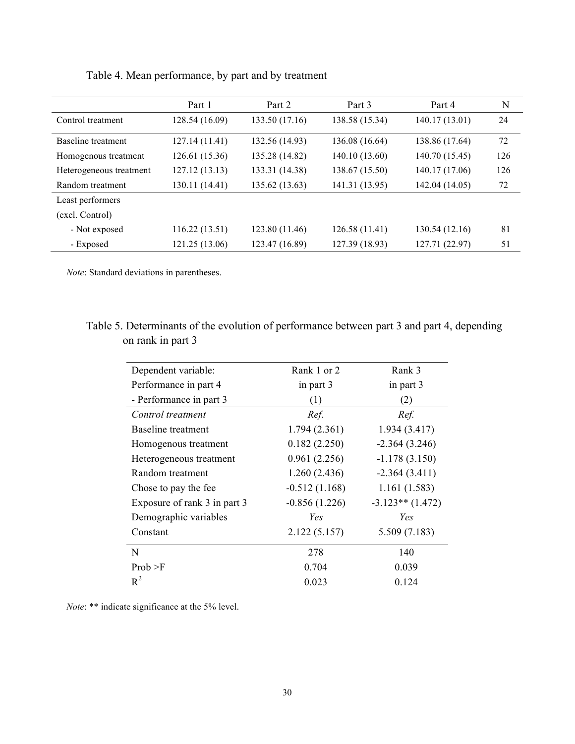Table 4. Mean performance, by part and by treatment

| | Part 1 | Part 2 | Part 3 | Part 4 | N |
|---|---|---|---|---|---|
| Control treatment | 128.54 (16.09) | 133.50 (17.16) | 138.58 (15.34) | 140.17 (13.01) | 24 |
| Baseline treatment | 127.14 (11.41) | 132.56 (14.93) | 136.08 (16.64) | 138.86 (17.64) | 72 |
| Homogenous treatment | 126.61 (15.36) | 135.28 (14.82) | 140.10 (13.60) | 140.70 (15.45) | 126 |
| Heterogeneous treatment | 127.12 (13.13) | 133.31 (14.38) | 138.67 (15.50) | 140.17 (17.06) | 126 |
| Random treatment | 130.11 (14.41) | 135.62 (13.63) | 141.31 (13.95) | 142.04 (14.05) | 72 |
| Least performers (excl. Control) | | | | | |
| - Not exposed | 116.22 (13.51) | 123.80 (11.46) | 126.58 (11.41) | 130.54 (12.16) | 81 |
| - Exposed | 121.25 (13.06) | 123.47 (16.89) | 127.39 (18.93) | 127.71 (22.97) | 51 |

*Note*: Standard deviations in parentheses.

Table 5. Determinants of the evolution of performance between part 3 and part 4, depending on rank in part 3

| Dependent variable: Performance in part 4 - Performance in part 3 | Rank 1 or 2 in part 3 (1) | Rank 3 in part 3 (2) |
|---|---|---|
| *Control treatment* | *Ref.* | *Ref.* |
| Baseline treatment | 1.794 (2.361) | 1.934 (3.417) |
| Homogenous treatment | 0.182 (2.250) | -2.364 (3.246) |
| Heterogeneous treatment | 0.961 (2.256) | -1.178 (3.150) |
| Random treatment | 1.260 (2.436) | -2.364 (3.411) |
| Chose to pay the fee | -0.512 (1.168) | 1.161 (1.583) |
| Exposure of rank 3 in part 3 | -0.856 (1.226) | -3.123** (1.472) |
| Demographic variables | *Yes* | *Yes* |
| Constant | 2.122 (5.157) | 5.509 (7.183) |
| N | 278 | 140 |
| Prob >F | 0.704 | 0.039 |
| $R^2$ | 0.023 | 0.124 |

*Note*: ** indicate significance at the 5% level.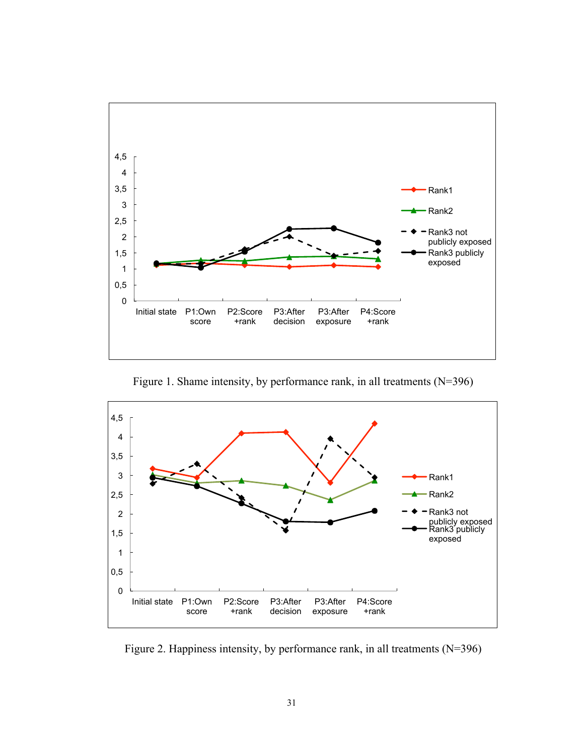Figure 1. Shame intensity, by performance rank, in all treatments (N=396)

Figure 2. Happiness intensity, by performance rank, in all treatments (N=396)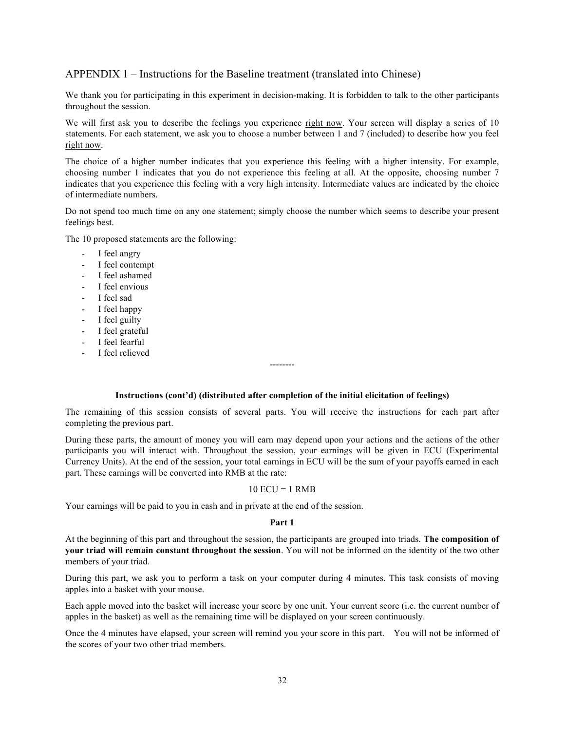## APPENDIX 1 – Instructions for the Baseline treatment (translated into Chinese)

We thank you for participating in this experiment in decision-making. It is forbidden to talk to the other participants throughout the session.

We will first ask you to describe the feelings you experience right now. Your screen will display a series of 10 statements. For each statement, we ask you to choose a number between 1 and 7 (included) to describe how you feel right now.

The choice of a higher number indicates that you experience this feeling with a higher intensity. For example, choosing number 1 indicates that you do not experience this feeling at all. At the opposite, choosing number 7 indicates that you experience this feeling with a very high intensity. Intermediate values are indicated by the choice of intermediate numbers.

Do not spend too much time on any one statement; simply choose the number which seems to describe your present feelings best.

The 10 proposed statements are the following:

- I feel angry
- I feel contempt
- I feel ashamed
- I feel envious
- I feel sad
- I feel happy
- I feel guilty
- I feel grateful
- I feel fearful
- I feel relieved

--------

**Instructions (cont'd) (distributed after completion of the initial elicitation of feelings)**

The remaining of this session consists of several parts. You will receive the instructions for each part after completing the previous part.

During these parts, the amount of money you will earn may depend upon your actions and the actions of the other participants you will interact with. Throughout the session, your earnings will be given in ECU (Experimental Currency Units). At the end of the session, your total earnings in ECU will be the sum of your payoffs earned in each part. These earnings will be converted into RMB at the rate:

10 ECU = 1 RMB

Your earnings will be paid to you in cash and in private at the end of the session.

**Part 1**

At the beginning of this part and throughout the session, the participants are grouped into triads. **The composition of your triad will remain constant throughout the session**. You will not be informed on the identity of the two other members of your triad.

During this part, we ask you to perform a task on your computer during 4 minutes. This task consists of moving apples into a basket with your mouse.

Each apple moved into the basket will increase your score by one unit. Your current score (i.e. the current number of apples in the basket) as well as the remaining time will be displayed on your screen continuously.

Once the 4 minutes have elapsed, your screen will remind you your score in this part. You will not be informed of the scores of your two other triad members.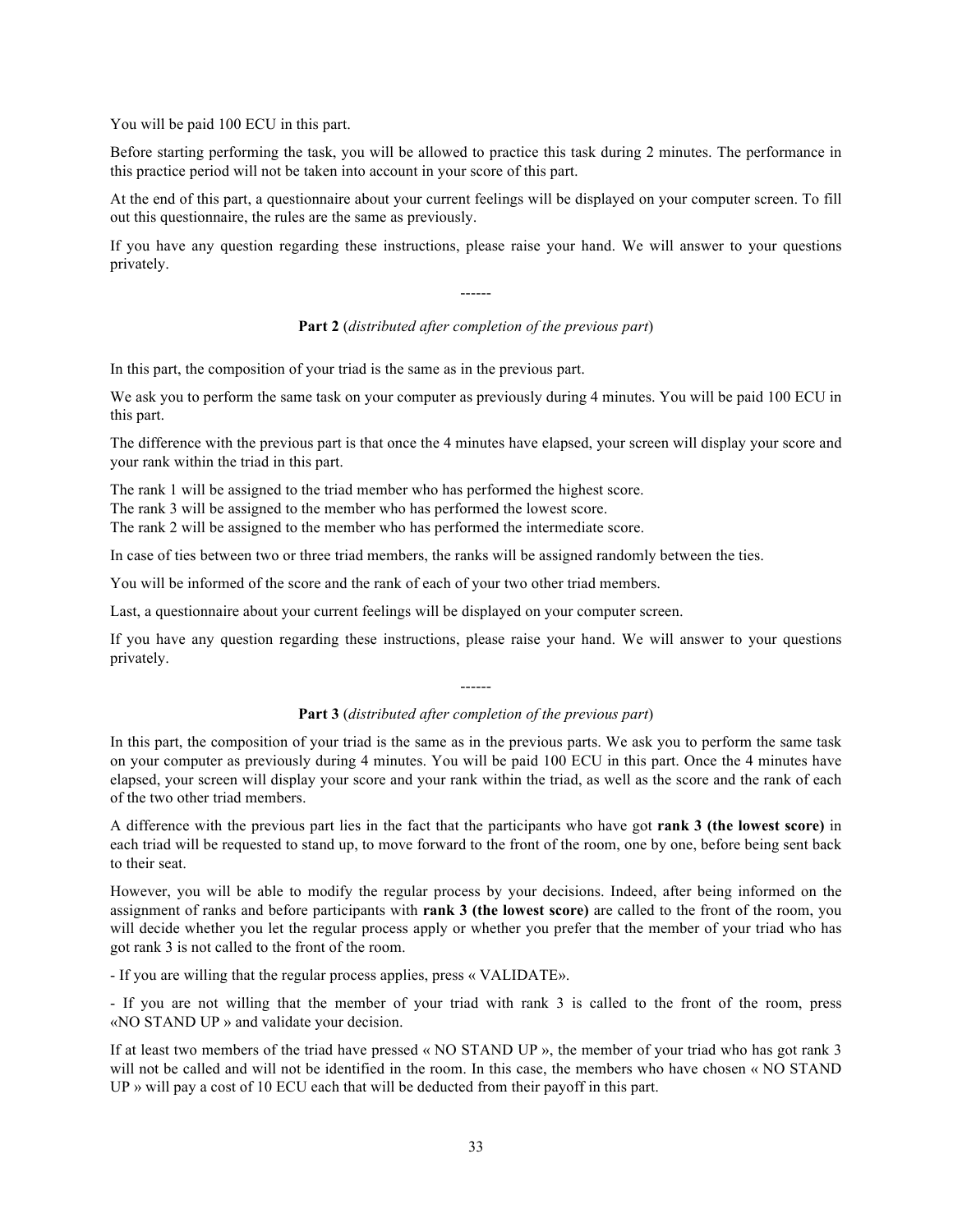You will be paid 100 ECU in this part.

Before starting performing the task, you will be allowed to practice this task during 2 minutes. The performance in this practice period will not be taken into account in your score of this part.

At the end of this part, a questionnaire about your current feelings will be displayed on your computer screen. To fill out this questionnaire, the rules are the same as previously.

If you have any question regarding these instructions, please raise your hand. We will answer to your questions privately.

------

**Part 2** (*distributed after completion of the previous part*)

In this part, the composition of your triad is the same as in the previous part.

We ask you to perform the same task on your computer as previously during 4 minutes. You will be paid 100 ECU in this part.

The difference with the previous part is that once the 4 minutes have elapsed, your screen will display your score and your rank within the triad in this part.

The rank 1 will be assigned to the triad member who has performed the highest score.
The rank 3 will be assigned to the member who has performed the lowest score.
The rank 2 will be assigned to the member who has performed the intermediate score.

In case of ties between two or three triad members, the ranks will be assigned randomly between the ties.

You will be informed of the score and the rank of each of your two other triad members.

Last, a questionnaire about your current feelings will be displayed on your computer screen.

If you have any question regarding these instructions, please raise your hand. We will answer to your questions privately.

------

**Part 3** (*distributed after completion of the previous part*)

In this part, the composition of your triad is the same as in the previous parts. We ask you to perform the same task on your computer as previously during 4 minutes. You will be paid 100 ECU in this part. Once the 4 minutes have elapsed, your screen will display your score and your rank within the triad, as well as the score and the rank of each of the two other triad members.

A difference with the previous part lies in the fact that the participants who have got **rank 3 (the lowest score)** in each triad will be requested to stand up, to move forward to the front of the room, one by one, before being sent back to their seat.

However, you will be able to modify the regular process by your decisions. Indeed, after being informed on the assignment of ranks and before participants with **rank 3 (the lowest score)** are called to the front of the room, you will decide whether you let the regular process apply or whether you prefer that the member of your triad who has got rank 3 is not called to the front of the room.

- If you are willing that the regular process applies, press « VALIDATE».

- If you are not willing that the member of your triad with rank 3 is called to the front of the room, press «NO STAND UP » and validate your decision.

If at least two members of the triad have pressed « NO STAND UP », the member of your triad who has got rank 3 will not be called and will not be identified in the room. In this case, the members who have chosen « NO STAND UP » will pay a cost of 10 ECU each that will be deducted from their payoff in this part.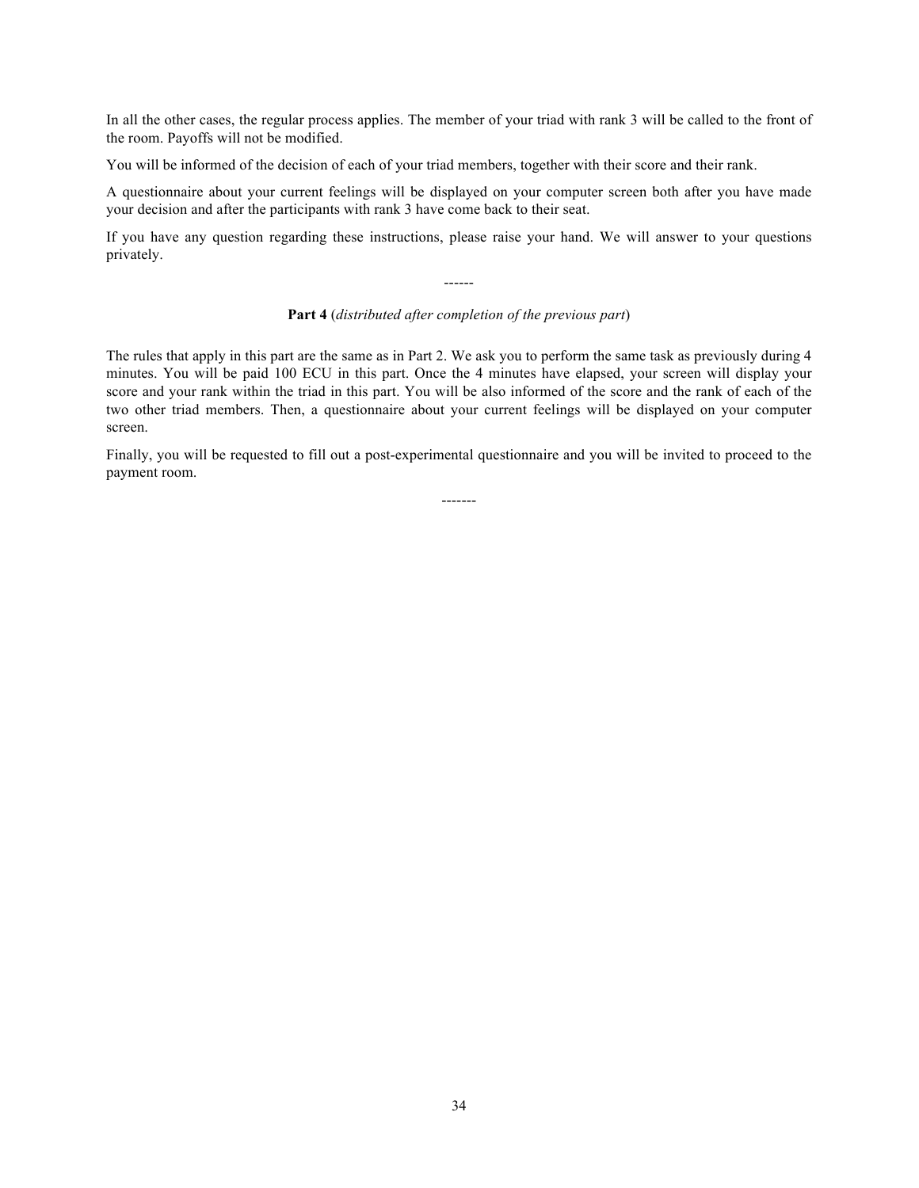In all the other cases, the regular process applies. The member of your triad with rank 3 will be called to the front of the room. Payoffs will not be modified.

You will be informed of the decision of each of your triad members, together with their score and their rank.

A questionnaire about your current feelings will be displayed on your computer screen both after you have made your decision and after the participants with rank 3 have come back to their seat.

If you have any question regarding these instructions, please raise your hand. We will answer to your questions privately.

------

**Part 4** (*distributed after completion of the previous part*)

The rules that apply in this part are the same as in Part 2. We ask you to perform the same task as previously during 4 minutes. You will be paid 100 ECU in this part. Once the 4 minutes have elapsed, your screen will display your score and your rank within the triad in this part. You will be also informed of the score and the rank of each of the two other triad members. Then, a questionnaire about your current feelings will be displayed on your computer screen.

Finally, you will be requested to fill out a post-experimental questionnaire and you will be invited to proceed to the payment room.

-------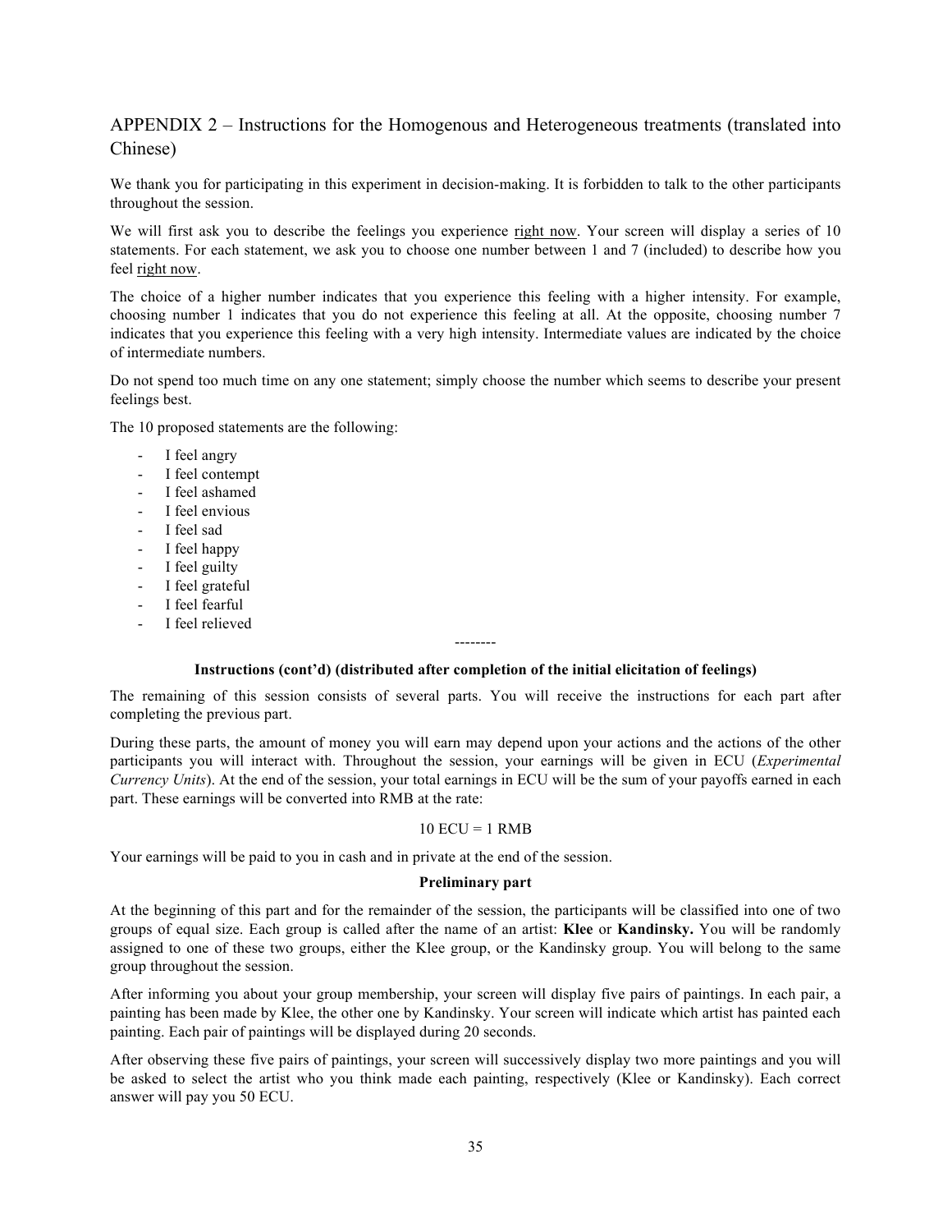## APPENDIX 2 – Instructions for the Homogenous and Heterogeneous treatments (translated into Chinese)

We thank you for participating in this experiment in decision-making. It is forbidden to talk to the other participants throughout the session.

We will first ask you to describe the feelings you experience <u>right now</u>. Your screen will display a series of 10 statements. For each statement, we ask you to choose one number between 1 and 7 (included) to describe how you feel <u>right now</u>.

The choice of a higher number indicates that you experience this feeling with a higher intensity. For example, choosing number 1 indicates that you do not experience this feeling at all. At the opposite, choosing number 7 indicates that you experience this feeling with a very high intensity. Intermediate values are indicated by the choice of intermediate numbers.

Do not spend too much time on any one statement; simply choose the number which seems to describe your present feelings best.

The 10 proposed statements are the following:

- I feel angry
- I feel contempt
- I feel ashamed
- I feel envious
- I feel sad
- I feel happy
- I feel guilty
- I feel grateful
- I feel fearful
- I feel relieved

--------

**Instructions (cont'd) (distributed after completion of the initial elicitation of feelings)**

The remaining of this session consists of several parts. You will receive the instructions for each part after completing the previous part.

During these parts, the amount of money you will earn may depend upon your actions and the actions of the other participants you will interact with. Throughout the session, your earnings will be given in ECU (*Experimental Currency Units*). At the end of the session, your total earnings in ECU will be the sum of your payoffs earned in each part. These earnings will be converted into RMB at the rate:

10 ECU = 1 RMB

Your earnings will be paid to you in cash and in private at the end of the session.

**Preliminary part**

At the beginning of this part and for the remainder of the session, the participants will be classified into one of two groups of equal size. Each group is called after the name of an artist: **Klee** or **Kandinsky.** You will be randomly assigned to one of these two groups, either the Klee group, or the Kandinsky group. You will belong to the same group throughout the session.

After informing you about your group membership, your screen will display five pairs of paintings. In each pair, a painting has been made by Klee, the other one by Kandinsky. Your screen will indicate which artist has painted each painting. Each pair of paintings will be displayed during 20 seconds.

After observing these five pairs of paintings, your screen will successively display two more paintings and you will be asked to select the artist who you think made each painting, respectively (Klee or Kandinsky). Each correct answer will pay you 50 ECU.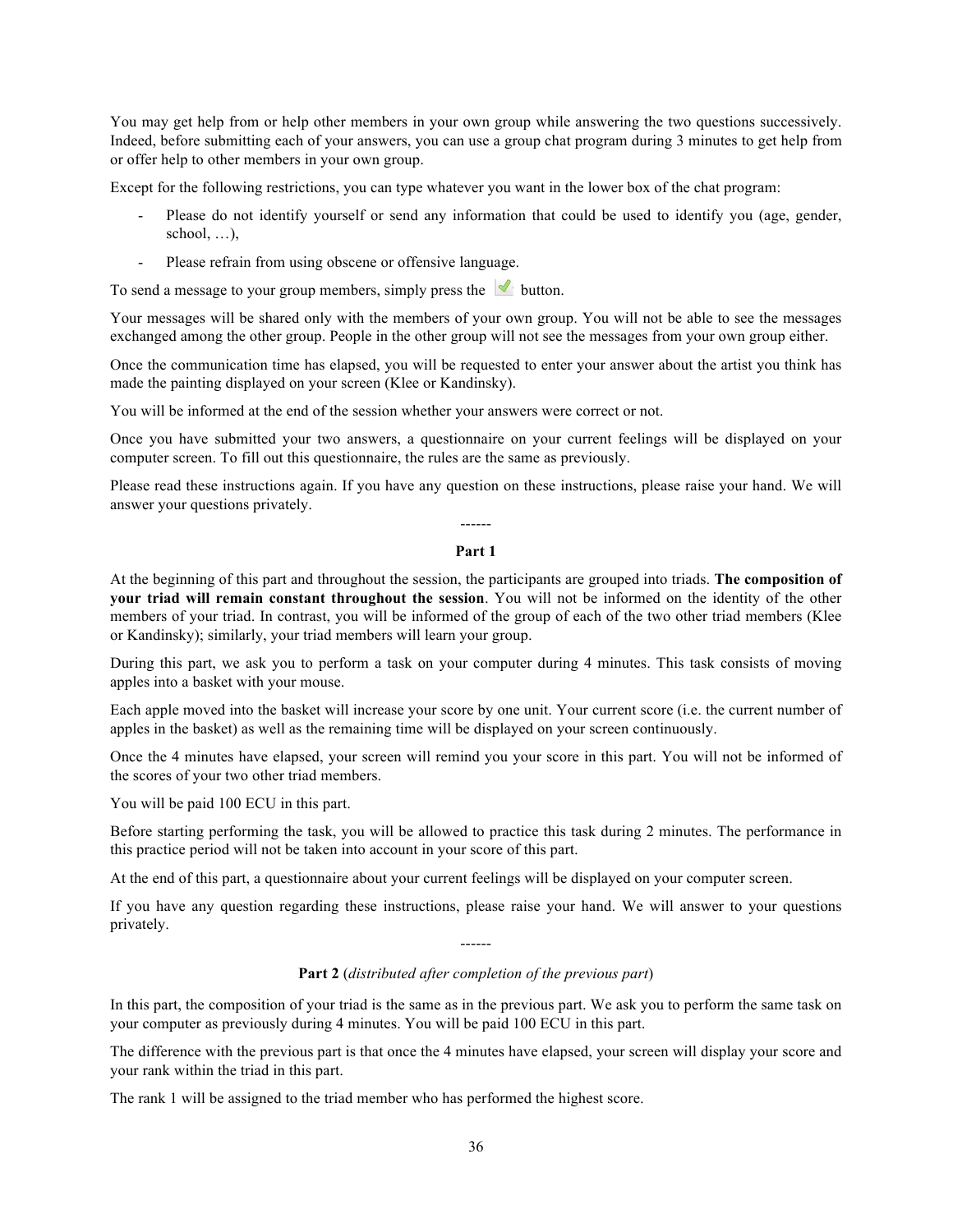You may get help from or help other members in your own group while answering the two questions successively. Indeed, before submitting each of your answers, you can use a group chat program during 3 minutes to get help from or offer help to other members in your own group.

Except for the following restrictions, you can type whatever you want in the lower box of the chat program:

- Please do not identify yourself or send any information that could be used to identify you (age, gender, school, …),
- Please refrain from using obscene or offensive language.

To send a message to your group members, simply press the ✓ button.

Your messages will be shared only with the members of your own group. You will not be able to see the messages exchanged among the other group. People in the other group will not see the messages from your own group either.

Once the communication time has elapsed, you will be requested to enter your answer about the artist you think has made the painting displayed on your screen (Klee or Kandinsky).

You will be informed at the end of the session whether your answers were correct or not.

Once you have submitted your two answers, a questionnaire on your current feelings will be displayed on your computer screen. To fill out this questionnaire, the rules are the same as previously.

Please read these instructions again. If you have any question on these instructions, please raise your hand. We will answer your questions privately.

------

**Part 1**

At the beginning of this part and throughout the session, the participants are grouped into triads. **The composition of your triad will remain constant throughout the session**. You will not be informed on the identity of the other members of your triad. In contrast, you will be informed of the group of each of the two other triad members (Klee or Kandinsky); similarly, your triad members will learn your group.

During this part, we ask you to perform a task on your computer during 4 minutes. This task consists of moving apples into a basket with your mouse.

Each apple moved into the basket will increase your score by one unit. Your current score (i.e. the current number of apples in the basket) as well as the remaining time will be displayed on your screen continuously.

Once the 4 minutes have elapsed, your screen will remind you your score in this part. You will not be informed of the scores of your two other triad members.

You will be paid 100 ECU in this part.

Before starting performing the task, you will be allowed to practice this task during 2 minutes. The performance in this practice period will not be taken into account in your score of this part.

At the end of this part, a questionnaire about your current feelings will be displayed on your computer screen.

If you have any question regarding these instructions, please raise your hand. We will answer to your questions privately.

------

**Part 2** (*distributed after completion of the previous part*)

In this part, the composition of your triad is the same as in the previous part. We ask you to perform the same task on your computer as previously during 4 minutes. You will be paid 100 ECU in this part.

The difference with the previous part is that once the 4 minutes have elapsed, your screen will display your score and your rank within the triad in this part.

The rank 1 will be assigned to the triad member who has performed the highest score.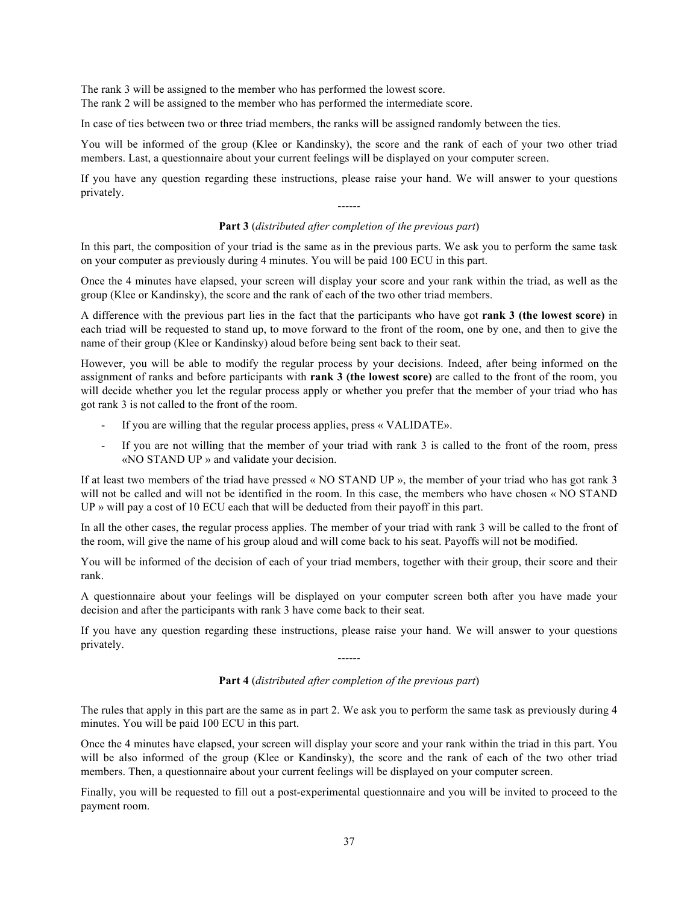The rank 3 will be assigned to the member who has performed the lowest score.
The rank 2 will be assigned to the member who has performed the intermediate score.

In case of ties between two or three triad members, the ranks will be assigned randomly between the ties.

You will be informed of the group (Klee or Kandinsky), the score and the rank of each of your two other triad members. Last, a questionnaire about your current feelings will be displayed on your computer screen.

If you have any question regarding these instructions, please raise your hand. We will answer to your questions privately.

------

**Part 3** (*distributed after completion of the previous part*)

In this part, the composition of your triad is the same as in the previous parts. We ask you to perform the same task on your computer as previously during 4 minutes. You will be paid 100 ECU in this part.

Once the 4 minutes have elapsed, your screen will display your score and your rank within the triad, as well as the group (Klee or Kandinsky), the score and the rank of each of the two other triad members.

A difference with the previous part lies in the fact that the participants who have got **rank 3 (the lowest score)** in each triad will be requested to stand up, to move forward to the front of the room, one by one, and then to give the name of their group (Klee or Kandinsky) aloud before being sent back to their seat.

However, you will be able to modify the regular process by your decisions. Indeed, after being informed on the assignment of ranks and before participants with **rank 3 (the lowest score)** are called to the front of the room, you will decide whether you let the regular process apply or whether you prefer that the member of your triad who has got rank 3 is not called to the front of the room.

- If you are willing that the regular process applies, press « VALIDATE».
- If you are not willing that the member of your triad with rank 3 is called to the front of the room, press «NO STAND UP » and validate your decision.

If at least two members of the triad have pressed « NO STAND UP », the member of your triad who has got rank 3 will not be called and will not be identified in the room. In this case, the members who have chosen « NO STAND UP » will pay a cost of 10 ECU each that will be deducted from their payoff in this part.

In all the other cases, the regular process applies. The member of your triad with rank 3 will be called to the front of the room, will give the name of his group aloud and will come back to his seat. Payoffs will not be modified.

You will be informed of the decision of each of your triad members, together with their group, their score and their rank.

A questionnaire about your feelings will be displayed on your computer screen both after you have made your decision and after the participants with rank 3 have come back to their seat.

If you have any question regarding these instructions, please raise your hand. We will answer to your questions privately.

------

**Part 4** (*distributed after completion of the previous part*)

The rules that apply in this part are the same as in part 2. We ask you to perform the same task as previously during 4 minutes. You will be paid 100 ECU in this part.

Once the 4 minutes have elapsed, your screen will display your score and your rank within the triad in this part. You will be also informed of the group (Klee or Kandinsky), the score and the rank of each of the two other triad members. Then, a questionnaire about your current feelings will be displayed on your computer screen.

Finally, you will be requested to fill out a post-experimental questionnaire and you will be invited to proceed to the payment room.